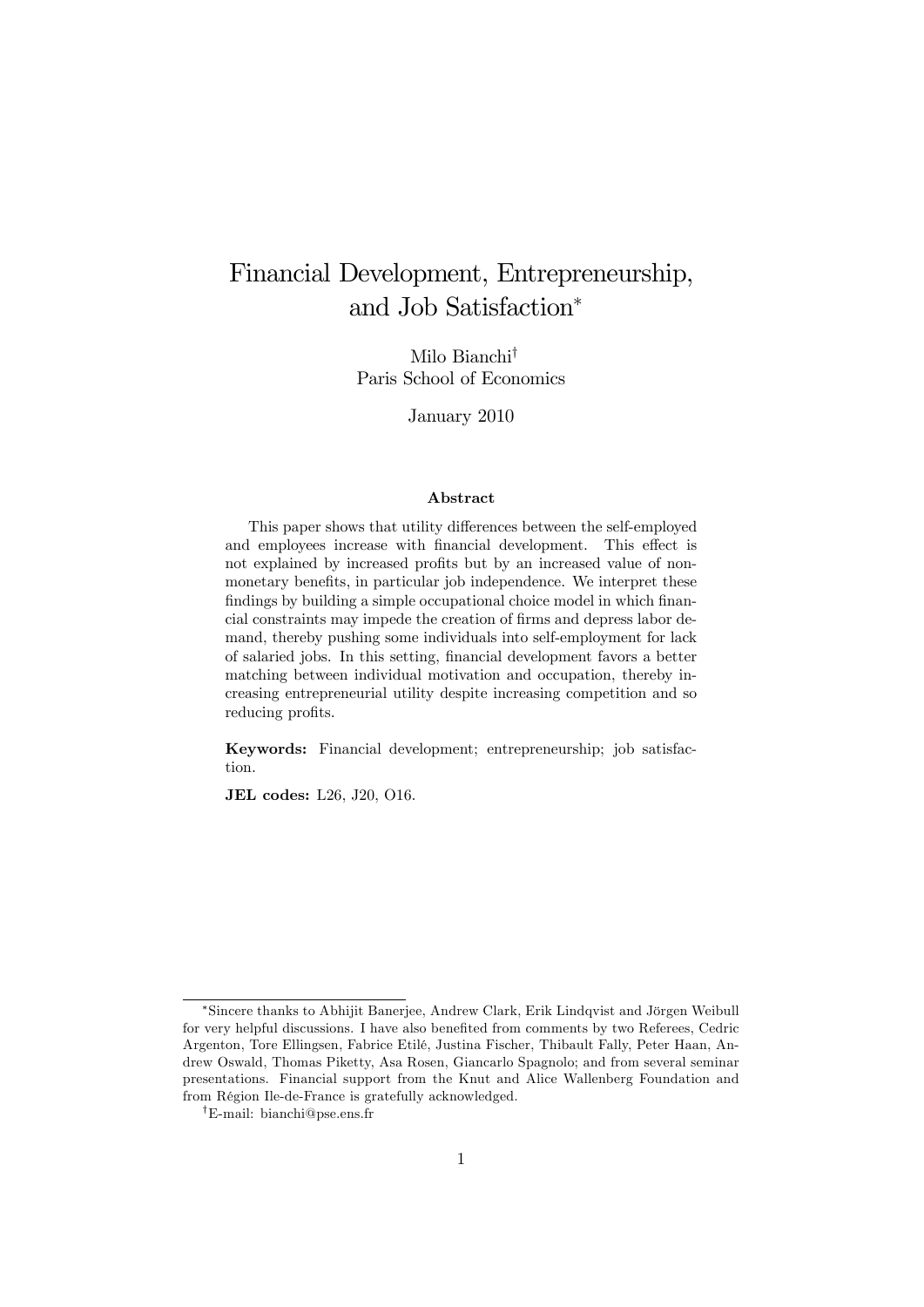# Financial Development, Entrepreneurship, and Job Satisfaction[*]

Milo Bianchi[†]
Paris School of Economics

January 2010

## Abstract

This paper shows that utility differences between the self-employed and employees increase with financial development. This effect is not explained by increased profits but by an increased value of non-monetary benefits, in particular job independence. We interpret these findings by building a simple occupational choice model in which financial constraints may impede the creation of firms and depress labor demand, thereby pushing some individuals into self-employment for lack of salaried jobs. In this setting, financial development favors a better matching between individual motivation and occupation, thereby increasing entrepreneurial utility despite increasing competition and so reducing profits.

**Keywords:** Financial development; entrepreneurship; job satisfaction.

**JEL codes:** L26, J20, O16.

---

[*] Sincere thanks to Abhijit Banerjee, Andrew Clark, Erik Lindqvist and Jörgen Weibull for very helpful discussions. I have also benefited from comments by two Referees, Cedric Argenton, Tore Ellingsen, Fabrice Etilé, Justina Fischer, Thibault Fally, Peter Haan, Andrew Oswald, Thomas Piketty, Asa Rosen, Giancarlo Spagnolo; and from several seminar presentations. Financial support from the Knut and Alice Wallenberg Foundation and from Région Ile-de-France is gratefully acknowledged.

[†] E-mail: bianchi@pse.ens.fr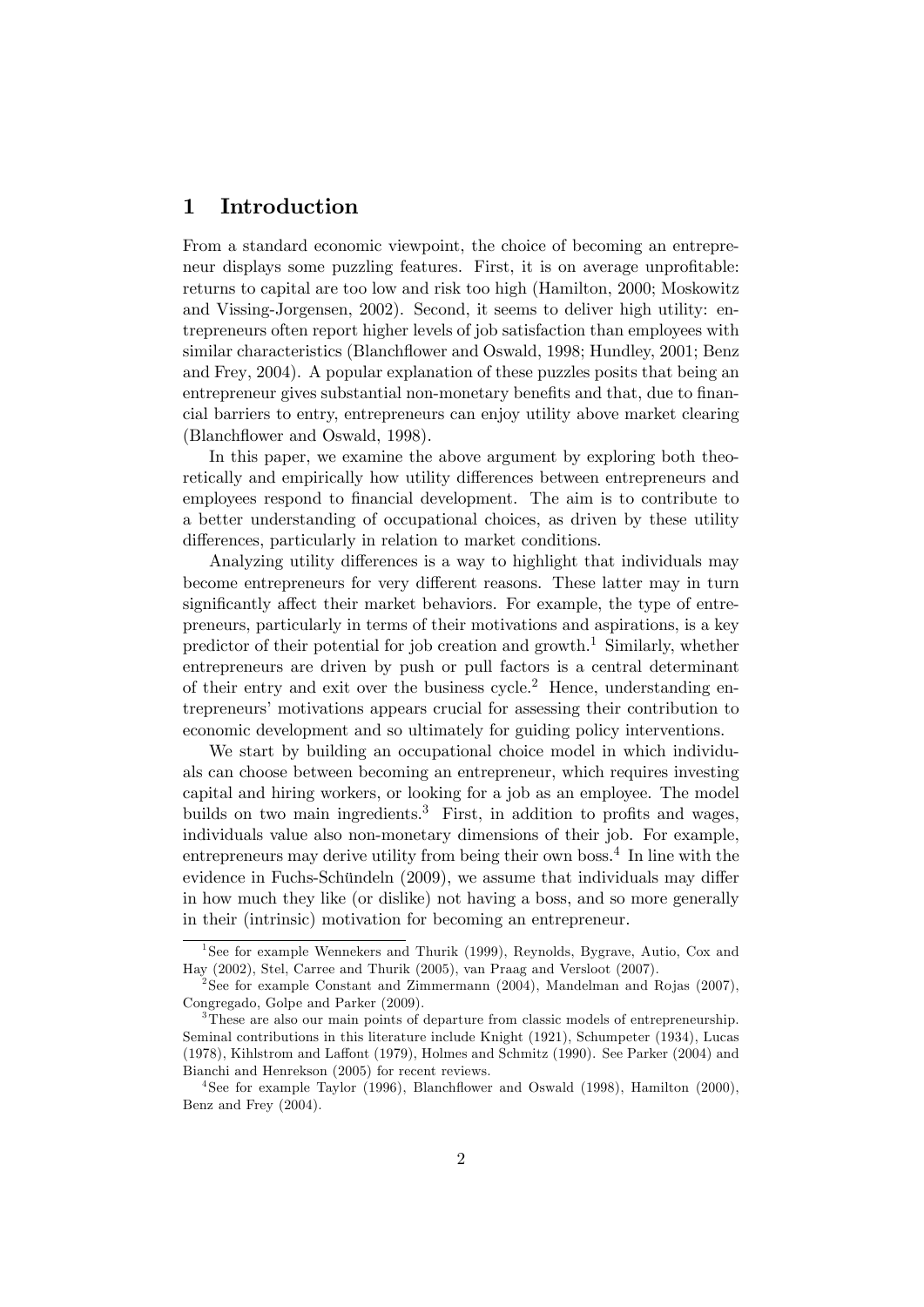# 1 Introduction

From a standard economic viewpoint, the choice of becoming an entrepreneur displays some puzzling features. First, it is on average unprofitable: returns to capital are too low and risk too high (Hamilton, 2000; Moskowitz and Vissing-Jorgensen, 2002). Second, it seems to deliver high utility: entrepreneurs often report higher levels of job satisfaction than employees with similar characteristics (Blanchflower and Oswald, 1998; Hundley, 2001; Benz and Frey, 2004). A popular explanation of these puzzles posits that being an entrepreneur gives substantial non-monetary benefits and that, due to financial barriers to entry, entrepreneurs can enjoy utility above market clearing (Blanchflower and Oswald, 1998).

In this paper, we examine the above argument by exploring both theoretically and empirically how utility differences between entrepreneurs and employees respond to financial development. The aim is to contribute to a better understanding of occupational choices, as driven by these utility differences, particularly in relation to market conditions.

Analyzing utility differences is a way to highlight that individuals may become entrepreneurs for very different reasons. These latter may in turn significantly affect their market behaviors. For example, the type of entrepreneurs, particularly in terms of their motivations and aspirations, is a key predictor of their potential for job creation and growth.[1] Similarly, whether entrepreneurs are driven by push or pull factors is a central determinant of their entry and exit over the business cycle.[2] Hence, understanding entrepreneurs' motivations appears crucial for assessing their contribution to economic development and so ultimately for guiding policy interventions.

We start by building an occupational choice model in which individuals can choose between becoming an entrepreneur, which requires investing capital and hiring workers, or looking for a job as an employee. The model builds on two main ingredients.[3] First, in addition to profits and wages, individuals value also non-monetary dimensions of their job. For example, entrepreneurs may derive utility from being their own boss.[4] In line with the evidence in Fuchs-Schündeln (2009), we assume that individuals may differ in how much they like (or dislike) not having a boss, and so more generally in their (intrinsic) motivation for becoming an entrepreneur.

[1] See for example Wennekers and Thurik (1999), Reynolds, Bygrave, Autio, Cox and Hay (2002), Stel, Carree and Thurik (2005), van Praag and Versloot (2007).

[2] See for example Constant and Zimmermann (2004), Mandelman and Rojas (2007), Congregado, Golpe and Parker (2009).

[3] These are also our main points of departure from classic models of entrepreneurship. Seminal contributions in this literature include Knight (1921), Schumpeter (1934), Lucas (1978), Kihlstrom and Laffont (1979), Holmes and Schmitz (1990). See Parker (2004) and Bianchi and Henrekson (2005) for recent reviews.

[4] See for example Taylor (1996), Blanchflower and Oswald (1998), Hamilton (2000), Benz and Frey (2004).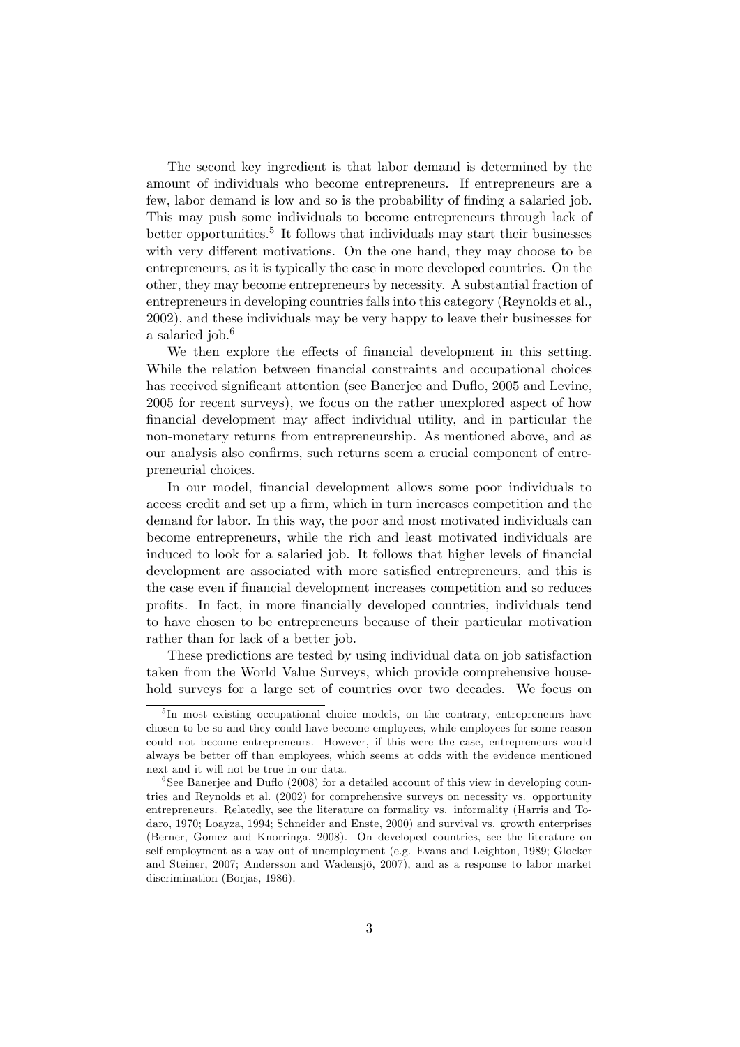The second key ingredient is that labor demand is determined by the amount of individuals who become entrepreneurs. If entrepreneurs are a few, labor demand is low and so is the probability of finding a salaried job. This may push some individuals to become entrepreneurs through lack of better opportunities.[5] It follows that individuals may start their businesses with very different motivations. On the one hand, they may choose to be entrepreneurs, as it is typically the case in more developed countries. On the other, they may become entrepreneurs by necessity. A substantial fraction of entrepreneurs in developing countries falls into this category (Reynolds et al., 2002), and these individuals may be very happy to leave their businesses for a salaried job.[6]

We then explore the effects of financial development in this setting. While the relation between financial constraints and occupational choices has received significant attention (see Banerjee and Duflo, 2005 and Levine, 2005 for recent surveys), we focus on the rather unexplored aspect of how financial development may affect individual utility, and in particular the non-monetary returns from entrepreneurship. As mentioned above, and as our analysis also confirms, such returns seem a crucial component of entrepreneurial choices.

In our model, financial development allows some poor individuals to access credit and set up a firm, which in turn increases competition and the demand for labor. In this way, the poor and most motivated individuals can become entrepreneurs, while the rich and least motivated individuals are induced to look for a salaried job. It follows that higher levels of financial development are associated with more satisfied entrepreneurs, and this is the case even if financial development increases competition and so reduces profits. In fact, in more financially developed countries, individuals tend to have chosen to be entrepreneurs because of their particular motivation rather than for lack of a better job.

These predictions are tested by using individual data on job satisfaction taken from the World Value Surveys, which provide comprehensive household surveys for a large set of countries over two decades. We focus on

---

[5] In most existing occupational choice models, on the contrary, entrepreneurs have chosen to be so and they could have become employees, while employees for some reason could not become entrepreneurs. However, if this were the case, entrepreneurs would always be better off than employees, which seems at odds with the evidence mentioned next and it will not be true in our data.

[6] See Banerjee and Duflo (2008) for a detailed account of this view in developing countries and Reynolds et al. (2002) for comprehensive surveys on necessity vs. opportunity entrepreneurs. Relatedly, see the literature on formality vs. informality (Harris and Todaro, 1970; Loayza, 1994; Schneider and Enste, 2000) and survival vs. growth enterprises (Berner, Gomez and Knorringa, 2008). On developed countries, see the literature on self-employment as a way out of unemployment (e.g. Evans and Leighton, 1989; Glocker and Steiner, 2007; Andersson and Wadensjö, 2007), and as a response to labor market discrimination (Borjas, 1986).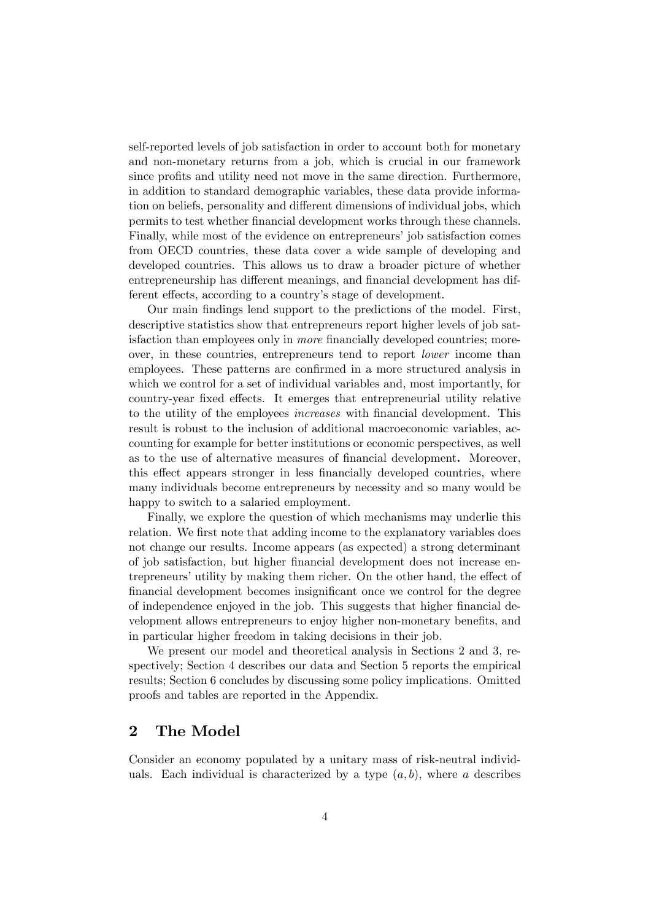self-reported levels of job satisfaction in order to account both for monetary and non-monetary returns from a job, which is crucial in our framework since profits and utility need not move in the same direction. Furthermore, in addition to standard demographic variables, these data provide information on beliefs, personality and different dimensions of individual jobs, which permits to test whether financial development works through these channels. Finally, while most of the evidence on entrepreneurs' job satisfaction comes from OECD countries, these data cover a wide sample of developing and developed countries. This allows us to draw a broader picture of whether entrepreneurship has different meanings, and financial development has different effects, according to a country's stage of development.

Our main findings lend support to the predictions of the model. First, descriptive statistics show that entrepreneurs report higher levels of job satisfaction than employees only in *more* financially developed countries; moreover, in these countries, entrepreneurs tend to report *lower* income than employees. These patterns are confirmed in a more structured analysis in which we control for a set of individual variables and, most importantly, for country-year fixed effects. It emerges that entrepreneurial utility relative to the utility of the employees *increases* with financial development. This result is robust to the inclusion of additional macroeconomic variables, accounting for example for better institutions or economic perspectives, as well as to the use of alternative measures of financial development**.** Moreover, this effect appears stronger in less financially developed countries, where many individuals become entrepreneurs by necessity and so many would be happy to switch to a salaried employment.

Finally, we explore the question of which mechanisms may underlie this relation. We first note that adding income to the explanatory variables does not change our results. Income appears (as expected) a strong determinant of job satisfaction, but higher financial development does not increase entrepreneurs' utility by making them richer. On the other hand, the effect of financial development becomes insignificant once we control for the degree of independence enjoyed in the job. This suggests that higher financial development allows entrepreneurs to enjoy higher non-monetary benefits, and in particular higher freedom in taking decisions in their job.

We present our model and theoretical analysis in Sections 2 and 3, respectively; Section 4 describes our data and Section 5 reports the empirical results; Section 6 concludes by discussing some policy implications. Omitted proofs and tables are reported in the Appendix.

## 2 The Model

Consider an economy populated by a unitary mass of risk-neutral individuals. Each individual is characterized by a type $(a, b)$, where $a$ describes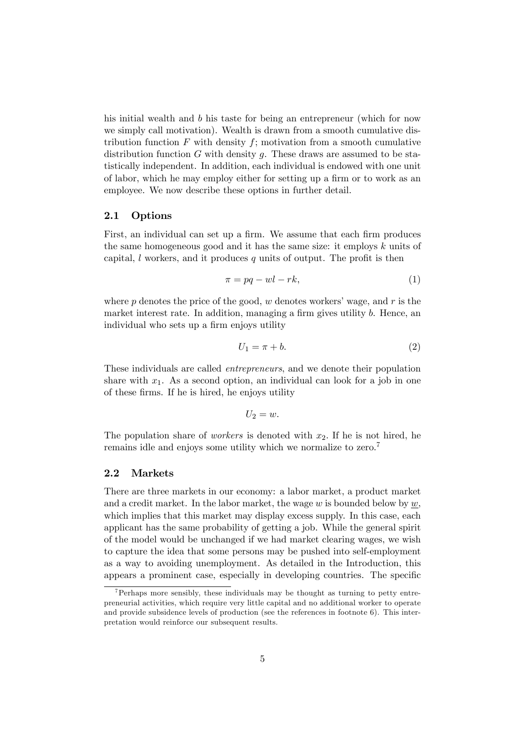his initial wealth and $b$ his taste for being an entrepreneur (which for now we simply call motivation). Wealth is drawn from a smooth cumulative distribution function $F$ with density $f$; motivation from a smooth cumulative distribution function $G$ with density $g$. These draws are assumed to be statistically independent. In addition, each individual is endowed with one unit of labor, which he may employ either for setting up a firm or to work as an employee. We now describe these options in further detail.

### 2.1 Options

First, an individual can set up a firm. We assume that each firm produces the same homogeneous good and it has the same size: it employs $k$ units of capital, $l$ workers, and it produces $q$ units of output. The profit is then

$$\pi = pq - wl - rk, \tag{1}$$

where $p$ denotes the price of the good, $w$ denotes workers' wage, and $r$ is the market interest rate. In addition, managing a firm gives utility $b$. Hence, an individual who sets up a firm enjoys utility

$$U_1 = \pi + b. \tag{2}$$

These individuals are called *entrepreneurs*, and we denote their population share with $x_1$. As a second option, an individual can look for a job in one of these firms. If he is hired, he enjoys utility

$$U_2 = w.$$

The population share of *workers* is denoted with $x_2$. If he is not hired, he remains idle and enjoys some utility which we normalize to zero.[7]

### 2.2 Markets

There are three markets in our economy: a labor market, a product market and a credit market. In the labor market, the wage $w$ is bounded below by $\underline{w}$, which implies that this market may display excess supply. In this case, each applicant has the same probability of getting a job. While the general spirit of the model would be unchanged if we had market clearing wages, we wish to capture the idea that some persons may be pushed into self-employment as a way to avoiding unemployment. As detailed in the Introduction, this appears a prominent case, especially in developing countries. The specific

[7] Perhaps more sensibly, these individuals may be thought as turning to petty entrepreneurial activities, which require very little capital and no additional worker to operate and provide subsidence levels of production (see the references in footnote 6). This interpretation would reinforce our subsequent results.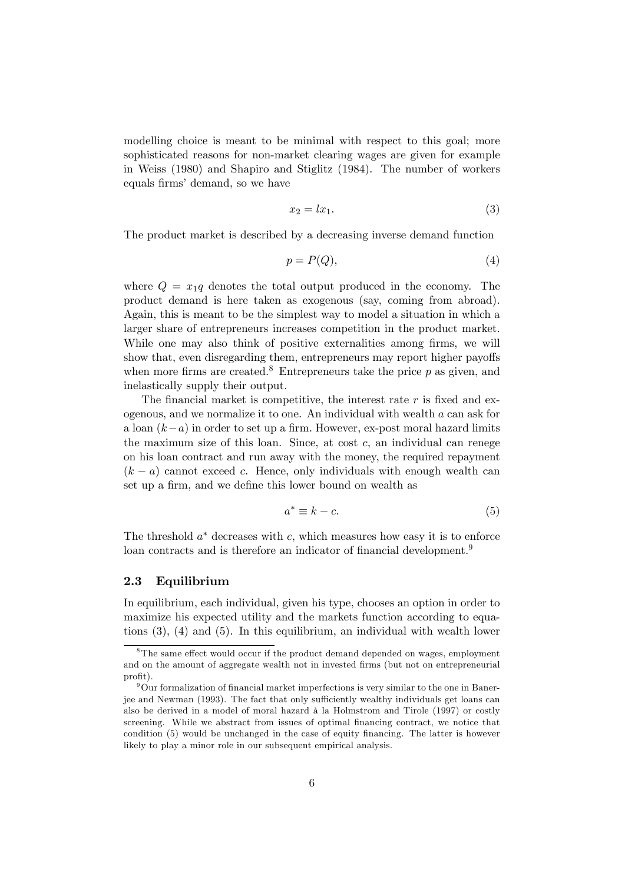modelling choice is meant to be minimal with respect to this goal; more sophisticated reasons for non-market clearing wages are given for example in Weiss (1980) and Shapiro and Stiglitz (1984). The number of workers equals firms' demand, so we have

$$x_2 = lx_1. \tag{3}$$

The product market is described by a decreasing inverse demand function

$$p = P(Q), \tag{4}$$

where $Q = x_1 q$ denotes the total output produced in the economy. The product demand is here taken as exogenous (say, coming from abroad). Again, this is meant to be the simplest way to model a situation in which a larger share of entrepreneurs increases competition in the product market. While one may also think of positive externalities among firms, we will show that, even disregarding them, entrepreneurs may report higher payoffs when more firms are created.[8] Entrepreneurs take the price $p$ as given, and inelastically supply their output.

The financial market is competitive, the interest rate $r$ is fixed and exogenous, and we normalize it to one. An individual with wealth $a$ can ask for a loan $(k-a)$ in order to set up a firm. However, ex-post moral hazard limits the maximum size of this loan. Since, at cost $c$, an individual can renege on his loan contract and run away with the money, the required repayment $(k-a)$ cannot exceed $c$. Hence, only individuals with enough wealth can set up a firm, and we define this lower bound on wealth as

$$a^* \equiv k - c. \tag{5}$$

The threshold $a^*$ decreases with $c$, which measures how easy it is to enforce loan contracts and is therefore an indicator of financial development.[9]

### 2.3 Equilibrium

In equilibrium, each individual, given his type, chooses an option in order to maximize his expected utility and the markets function according to equations (3), (4) and (5). In this equilibrium, an individual with wealth lower

---

[8] The same effect would occur if the product demand depended on wages, employment and on the amount of aggregate wealth not in invested firms (but not on entrepreneurial profit).

[9] Our formalization of financial market imperfections is very similar to the one in Banerjee and Newman (1993). The fact that only sufficiently wealthy individuals get loans can also be derived in a model of moral hazard à la Holmstrom and Tirole (1997) or costly screening. While we abstract from issues of optimal financing contract, we notice that condition (5) would be unchanged in the case of equity financing. The latter is however likely to play a minor role in our subsequent empirical analysis.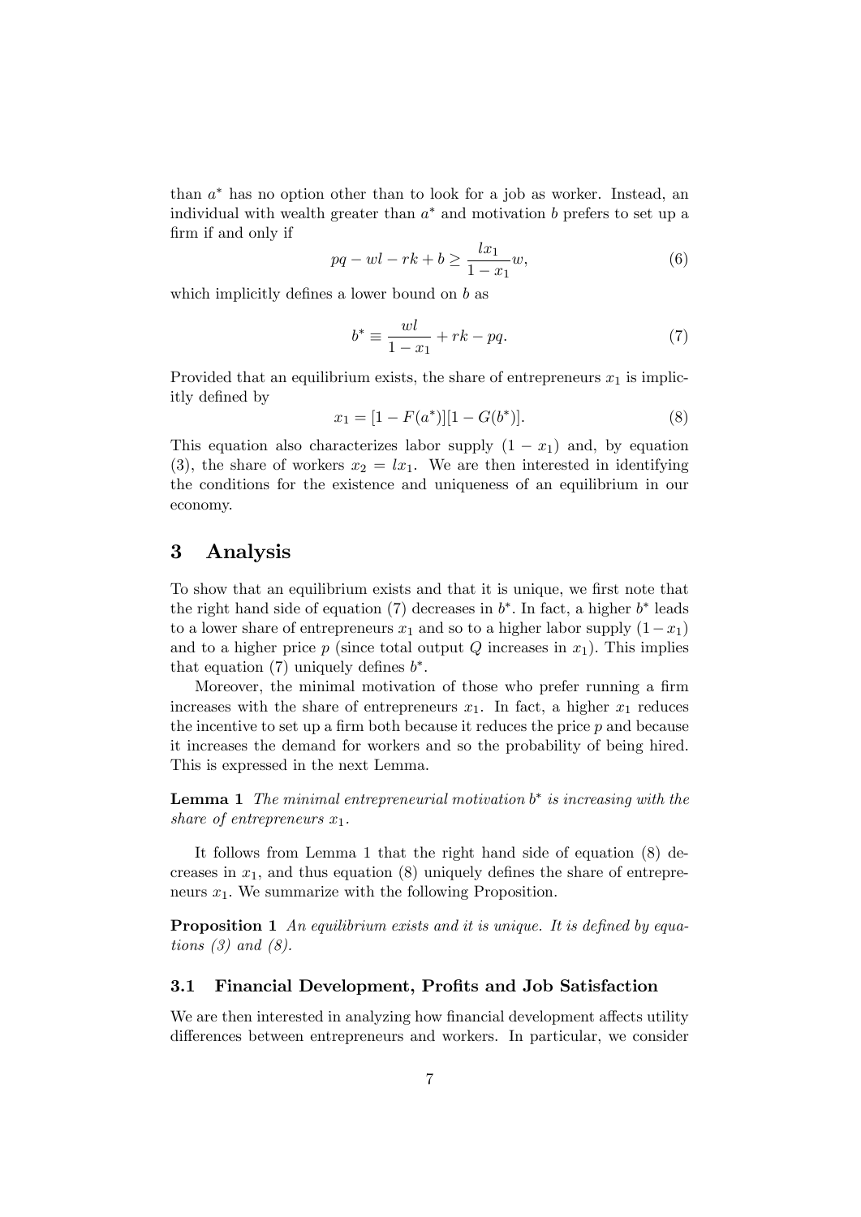than $a^*$ has no option other than to look for a job as worker. Instead, an individual with wealth greater than $a^*$ and motivation $b$ prefers to set up a firm if and only if

$$pq - wl - rk + b \geq \frac{lx_1}{1 - x_1} w, \tag{6}$$

which implicitly defines a lower bound on $b$ as

$$b^* \equiv \frac{wl}{1 - x_1} + rk - pq. \tag{7}$$

Provided that an equilibrium exists, the share of entrepreneurs $x_1$ is implicitly defined by

$$x_1 = [1 - F(a^*)][1 - G(b^*)]. \tag{8}$$

This equation also characterizes labor supply $(1 - x_1)$ and, by equation (3), the share of workers $x_2 = lx_1$. We are then interested in identifying the conditions for the existence and uniqueness of an equilibrium in our economy.

# 3 Analysis

To show that an equilibrium exists and that it is unique, we first note that the right hand side of equation (7) decreases in $b^*$. In fact, a higher $b^*$ leads to a lower share of entrepreneurs $x_1$ and so to a higher labor supply $(1 - x_1)$ and to a higher price $p$ (since total output $Q$ increases in $x_1$). This implies that equation (7) uniquely defines $b^*$.

Moreover, the minimal motivation of those who prefer running a firm increases with the share of entrepreneurs $x_1$. In fact, a higher $x_1$ reduces the incentive to set up a firm both because it reduces the price $p$ and because it increases the demand for workers and so the probability of being hired. This is expressed in the next Lemma.

**Lemma 1** *The minimal entrepreneurial motivation $b^*$ is increasing with the share of entrepreneurs $x_1$.*

It follows from Lemma 1 that the right hand side of equation (8) decreases in $x_1$, and thus equation (8) uniquely defines the share of entrepreneurs $x_1$. We summarize with the following Proposition.

**Proposition 1** *An equilibrium exists and it is unique. It is defined by equations (3) and (8).*

## 3.1 Financial Development, Profits and Job Satisfaction

We are then interested in analyzing how financial development affects utility differences between entrepreneurs and workers. In particular, we consider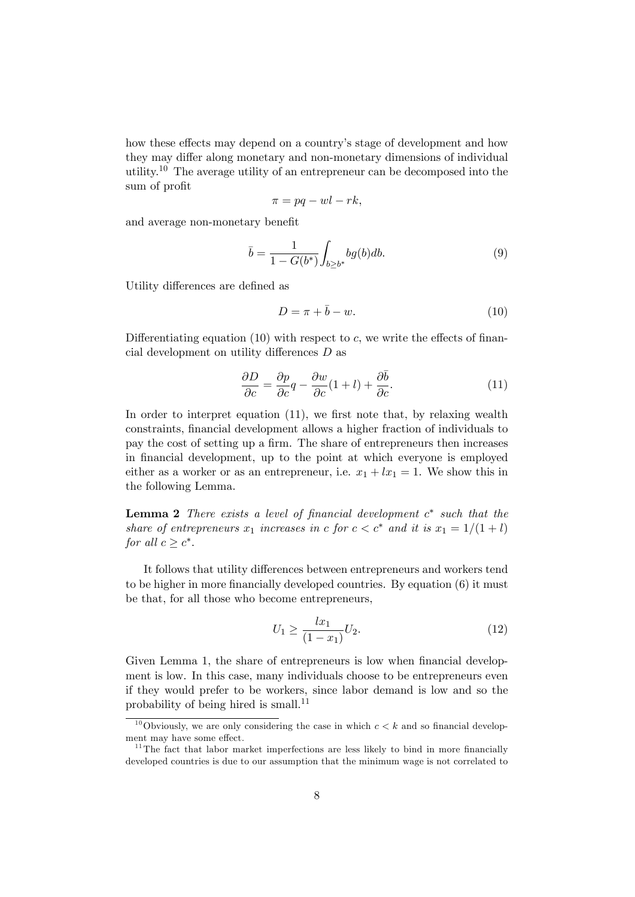how these effects may depend on a country's stage of development and how they may differ along monetary and non-monetary dimensions of individual utility.[10] The average utility of an entrepreneur can be decomposed into the sum of profit

$$\pi = pq - wl - rk,$$

and average non-monetary benefit

$$\bar{b} = \frac{1}{1 - G(b^*)} \int_{b \geq b^*} b g(b) db. \tag{9}$$

Utility differences are defined as

$$D = \pi + \bar{b} - w. \tag{10}$$

Differentiating equation (10) with respect to $c$, we write the effects of financial development on utility differences $D$ as

$$\frac{\partial D}{\partial c} = \frac{\partial p}{\partial c} q - \frac{\partial w}{\partial c}(1 + l) + \frac{\partial \bar{b}}{\partial c}. \tag{11}$$

In order to interpret equation (11), we first note that, by relaxing wealth constraints, financial development allows a higher fraction of individuals to pay the cost of setting up a firm. The share of entrepreneurs then increases in financial development, up to the point at which everyone is employed either as a worker or as an entrepreneur, i.e. $x_1 + lx_1 = 1$. We show this in the following Lemma.

**Lemma 2** *There exists a level of financial development $c^*$ such that the share of entrepreneurs $x_1$ increases in $c$ for $c < c^*$ and it is $x_1 = 1/(1 + l)$ for all $c \geq c^*$.*

It follows that utility differences between entrepreneurs and workers tend to be higher in more financially developed countries. By equation (6) it must be that, for all those who become entrepreneurs,

$$U_1 \geq \frac{lx_1}{(1 - x_1)} U_2. \tag{12}$$

Given Lemma 1, the share of entrepreneurs is low when financial development is low. In this case, many individuals choose to be entrepreneurs even if they would prefer to be workers, since labor demand is low and so the probability of being hired is small.[11]

---

[10] Obviously, we are only considering the case in which $c < k$ and so financial development may have some effect.

[11] The fact that labor market imperfections are less likely to bind in more financially developed countries is due to our assumption that the minimum wage is not correlated to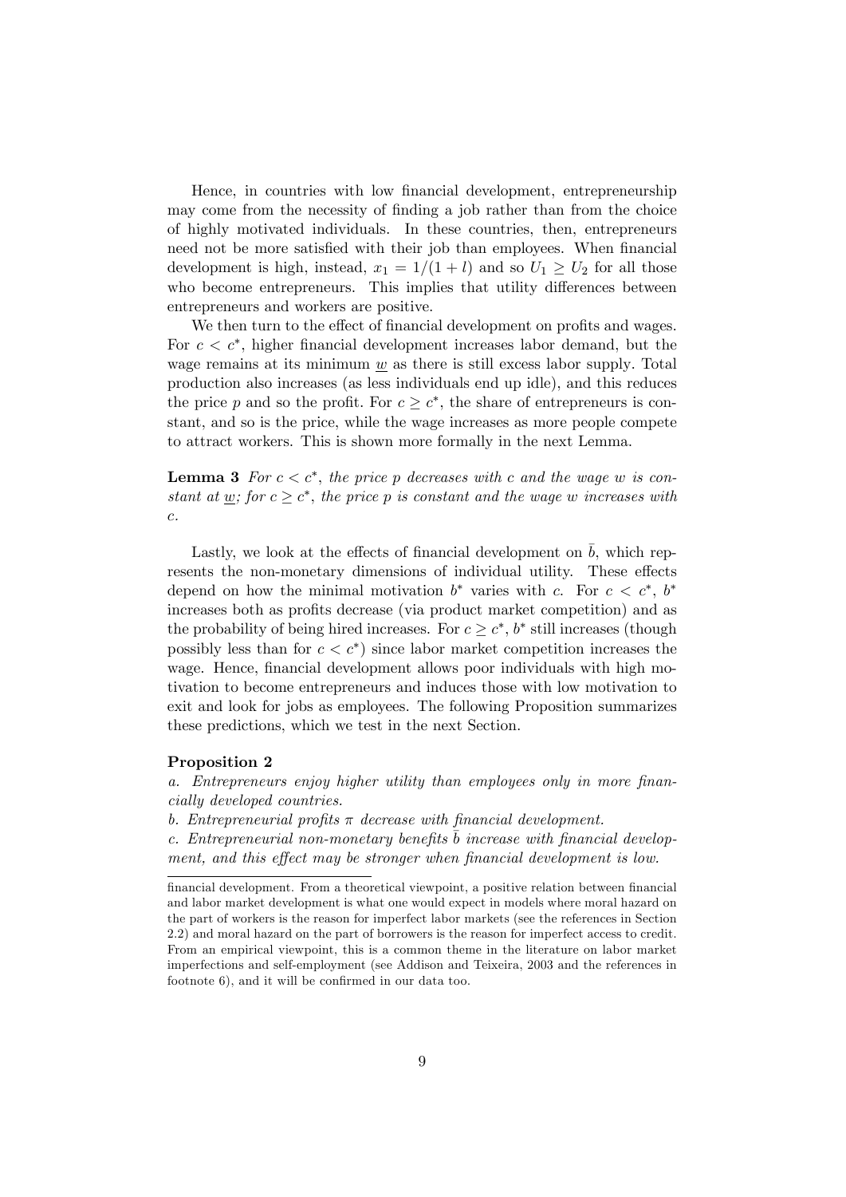Hence, in countries with low financial development, entrepreneurship may come from the necessity of finding a job rather than from the choice of highly motivated individuals. In these countries, then, entrepreneurs need not be more satisfied with their job than employees. When financial development is high, instead, $x_1 = 1/(1+l)$ and so $U_1 \geq U_2$ for all those who become entrepreneurs. This implies that utility differences between entrepreneurs and workers are positive.

We then turn to the effect of financial development on profits and wages. For $c < c^*$, higher financial development increases labor demand, but the wage remains at its minimum $\underline{w}$ as there is still excess labor supply. Total production also increases (as less individuals end up idle), and this reduces the price $p$ and so the profit. For $c \geq c^*$, the share of entrepreneurs is constant, and so is the price, while the wage increases as more people compete to attract workers. This is shown more formally in the next Lemma.

**Lemma 3** *For $c < c^*$, the price $p$ decreases with $c$ and the wage $w$ is constant at $\underline{w}$; for $c \geq c^*$, the price $p$ is constant and the wage $w$ increases with $c$.*

Lastly, we look at the effects of financial development on $\bar{b}$, which represents the non-monetary dimensions of individual utility. These effects depend on how the minimal motivation $b^*$ varies with $c$. For $c < c^*$, $b^*$ increases both as profits decrease (via product market competition) and as the probability of being hired increases. For $c \geq c^*$, $b^*$ still increases (though possibly less than for $c < c^*$) since labor market competition increases the wage. Hence, financial development allows poor individuals with high motivation to become entrepreneurs and induces those with low motivation to exit and look for jobs as employees. The following Proposition summarizes these predictions, which we test in the next Section.

**Proposition 2**

*a. Entrepreneurs enjoy higher utility than employees only in more financially developed countries.*

*b. Entrepreneurial profits $\pi$ decrease with financial development.*

*c. Entrepreneurial non-monetary benefits $\bar{b}$ increase with financial development, and this effect may be stronger when financial development is low.*

---

financial development. From a theoretical viewpoint, a positive relation between financial and labor market development is what one would expect in models where moral hazard on the part of workers is the reason for imperfect labor markets (see the references in Section 2.2) and moral hazard on the part of borrowers is the reason for imperfect access to credit. From an empirical viewpoint, this is a common theme in the literature on labor market imperfections and self-employment (see Addison and Teixeira, 2003 and the references in footnote 6), and it will be confirmed in our data too.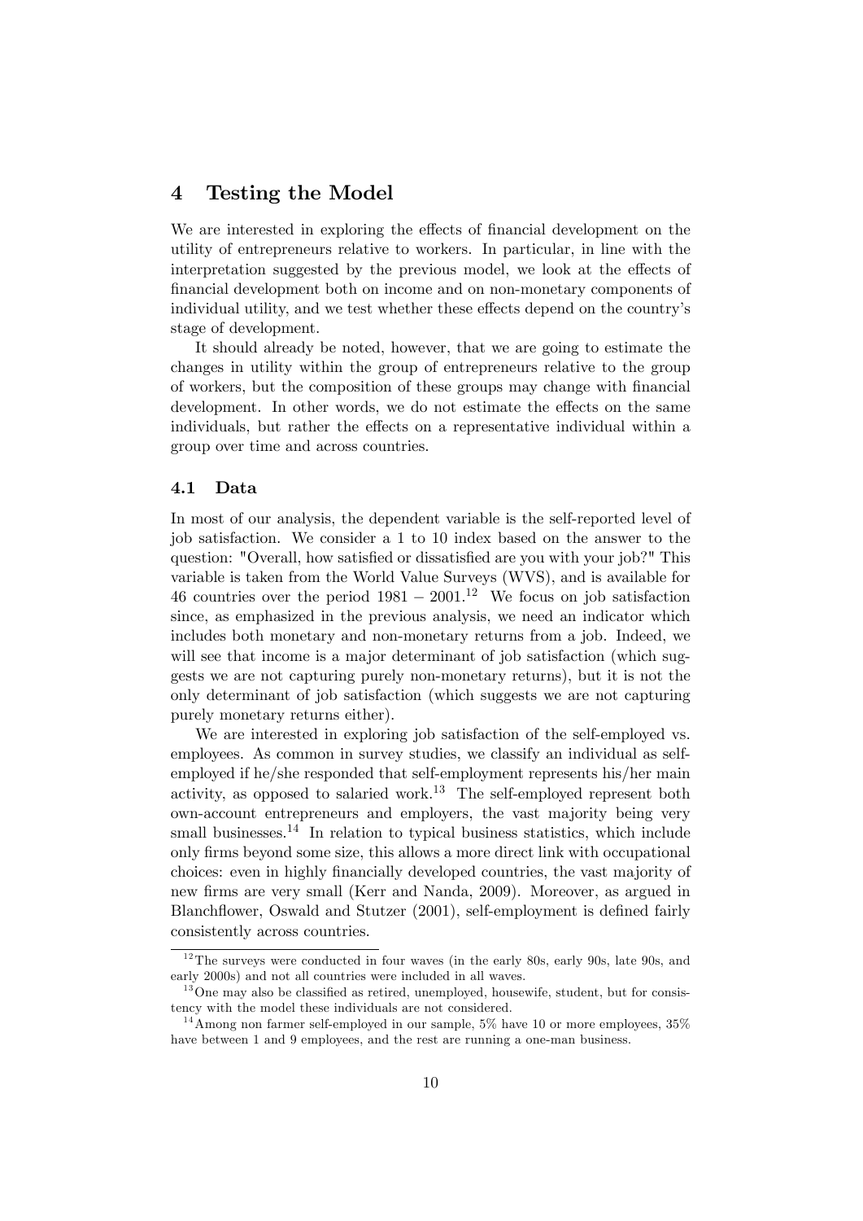## 4 Testing the Model

We are interested in exploring the effects of financial development on the utility of entrepreneurs relative to workers. In particular, in line with the interpretation suggested by the previous model, we look at the effects of financial development both on income and on non-monetary components of individual utility, and we test whether these effects depend on the country's stage of development.

It should already be noted, however, that we are going to estimate the changes in utility within the group of entrepreneurs relative to the group of workers, but the composition of these groups may change with financial development. In other words, we do not estimate the effects on the same individuals, but rather the effects on a representative individual within a group over time and across countries.

### 4.1 Data

In most of our analysis, the dependent variable is the self-reported level of job satisfaction. We consider a 1 to 10 index based on the answer to the question: "Overall, how satisfied or dissatisfied are you with your job?" This variable is taken from the World Value Surveys (WVS), and is available for 46 countries over the period $1981 - 2001$.[12] We focus on job satisfaction since, as emphasized in the previous analysis, we need an indicator which includes both monetary and non-monetary returns from a job. Indeed, we will see that income is a major determinant of job satisfaction (which suggests we are not capturing purely non-monetary returns), but it is not the only determinant of job satisfaction (which suggests we are not capturing purely monetary returns either).

We are interested in exploring job satisfaction of the self-employed vs. employees. As common in survey studies, we classify an individual as self-employed if he/she responded that self-employment represents his/her main activity, as opposed to salaried work.[13] The self-employed represent both own-account entrepreneurs and employers, the vast majority being very small businesses.[14] In relation to typical business statistics, which include only firms beyond some size, this allows a more direct link with occupational choices: even in highly financially developed countries, the vast majority of new firms are very small (Kerr and Nanda, 2009). Moreover, as argued in Blanchflower, Oswald and Stutzer (2001), self-employment is defined fairly consistently across countries.

[12] The surveys were conducted in four waves (in the early 80s, early 90s, late 90s, and early 2000s) and not all countries were included in all waves.

[13] One may also be classified as retired, unemployed, housewife, student, but for consistency with the model these individuals are not considered.

[14] Among non farmer self-employed in our sample, 5% have 10 or more employees, 35% have between 1 and 9 employees, and the rest are running a one-man business.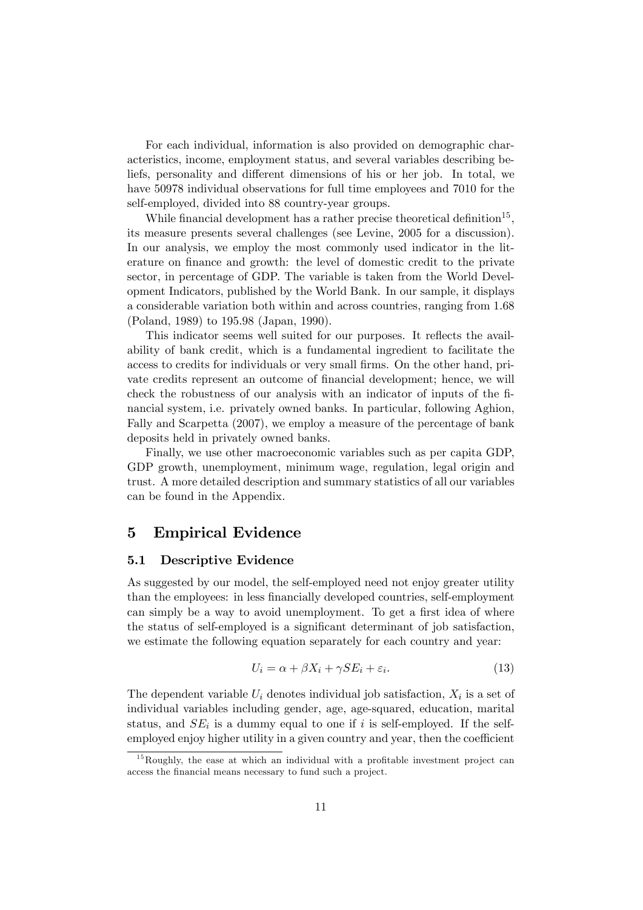For each individual, information is also provided on demographic characteristics, income, employment status, and several variables describing beliefs, personality and different dimensions of his or her job. In total, we have 50978 individual observations for full time employees and 7010 for the self-employed, divided into 88 country-year groups.

While financial development has a rather precise theoretical definition[15], its measure presents several challenges (see Levine, 2005 for a discussion). In our analysis, we employ the most commonly used indicator in the literature on finance and growth: the level of domestic credit to the private sector, in percentage of GDP. The variable is taken from the World Development Indicators, published by the World Bank. In our sample, it displays a considerable variation both within and across countries, ranging from 1.68 (Poland, 1989) to 195.98 (Japan, 1990).

This indicator seems well suited for our purposes. It reflects the availability of bank credit, which is a fundamental ingredient to facilitate the access to credits for individuals or very small firms. On the other hand, private credits represent an outcome of financial development; hence, we will check the robustness of our analysis with an indicator of inputs of the financial system, i.e. privately owned banks. In particular, following Aghion, Fally and Scarpetta (2007), we employ a measure of the percentage of bank deposits held in privately owned banks.

Finally, we use other macroeconomic variables such as per capita GDP, GDP growth, unemployment, minimum wage, regulation, legal origin and trust. A more detailed description and summary statistics of all our variables can be found in the Appendix.

# 5 Empirical Evidence

## 5.1 Descriptive Evidence

As suggested by our model, the self-employed need not enjoy greater utility than the employees: in less financially developed countries, self-employment can simply be a way to avoid unemployment. To get a first idea of where the status of self-employed is a significant determinant of job satisfaction, we estimate the following equation separately for each country and year:

$$U_i = \alpha + \beta X_i + \gamma SE_i + \varepsilon_i. \tag{13}$$

The dependent variable $U_i$ denotes individual job satisfaction, $X_i$ is a set of individual variables including gender, age, age-squared, education, marital status, and $SE_i$ is a dummy equal to one if $i$ is self-employed. If the self-employed enjoy higher utility in a given country and year, then the coefficient

[15] Roughly, the ease at which an individual with a profitable investment project can access the financial means necessary to fund such a project.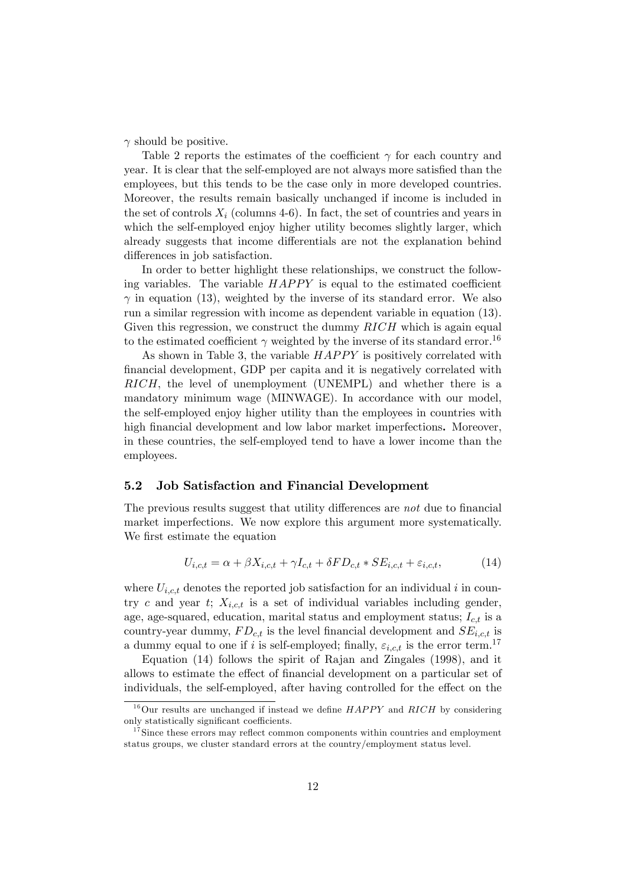$\gamma$ should be positive.

Table 2 reports the estimates of the coefficient $\gamma$ for each country and year. It is clear that the self-employed are not always more satisfied than the employees, but this tends to be the case only in more developed countries. Moreover, the results remain basically unchanged if income is included in the set of controls $X_i$ (columns 4-6). In fact, the set of countries and years in which the self-employed enjoy higher utility becomes slightly larger, which already suggests that income differentials are not the explanation behind differences in job satisfaction.

In order to better highlight these relationships, we construct the following variables. The variable $HAPPY$ is equal to the estimated coefficient $\gamma$ in equation (13), weighted by the inverse of its standard error. We also run a similar regression with income as dependent variable in equation (13). Given this regression, we construct the dummy $RICH$ which is again equal to the estimated coefficient $\gamma$ weighted by the inverse of its standard error.[16]

As shown in Table 3, the variable $HAPPY$ is positively correlated with financial development, GDP per capita and it is negatively correlated with $RICH$, the level of unemployment (UNEMPL) and whether there is a mandatory minimum wage (MINWAGE). In accordance with our model, the self-employed enjoy higher utility than the employees in countries with high financial development and low labor market imperfections**.** Moreover, in these countries, the self-employed tend to have a lower income than the employees.

### 5.2 Job Satisfaction and Financial Development

The previous results suggest that utility differences are *not* due to financial market imperfections. We now explore this argument more systematically. We first estimate the equation

$$U_{i,c,t} = \alpha + \beta X_{i,c,t} + \gamma I_{c,t} + \delta FD_{c,t} * SE_{i,c,t} + \varepsilon_{i,c,t}, \tag{14}$$

where $U_{i,c,t}$ denotes the reported job satisfaction for an individual $i$ in country $c$ and year $t$; $X_{i,c,t}$ is a set of individual variables including gender, age, age-squared, education, marital status and employment status; $I_{c,t}$ is a country-year dummy, $FD_{c,t}$ is the level financial development and $SE_{i,c,t}$ is a dummy equal to one if $i$ is self-employed; finally, $\varepsilon_{i,c,t}$ is the error term.[17]

Equation (14) follows the spirit of Rajan and Zingales (1998), and it allows to estimate the effect of financial development on a particular set of individuals, the self-employed, after having controlled for the effect on the

[16] Our results are unchanged if instead we define $HAPPY$ and $RICH$ by considering only statistically significant coefficients.

[17] Since these errors may reflect common components within countries and employment status groups, we cluster standard errors at the country/employment status level.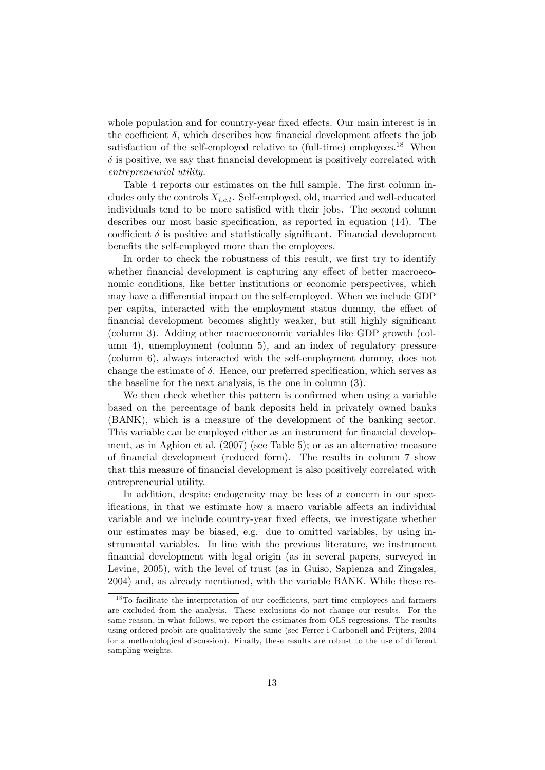whole population and for country-year fixed effects. Our main interest is in the coefficient $\delta$, which describes how financial development affects the job satisfaction of the self-employed relative to (full-time) employees.[18] When $\delta$ is positive, we say that financial development is positively correlated with *entrepreneurial utility.*

Table 4 reports our estimates on the full sample. The first column includes only the controls $X_{i,c,t}$. Self-employed, old, married and well-educated individuals tend to be more satisfied with their jobs. The second column describes our most basic specification, as reported in equation (14). The coefficient $\delta$ is positive and statistically significant. Financial development benefits the self-employed more than the employees.

In order to check the robustness of this result, we first try to identify whether financial development is capturing any effect of better macroeconomic conditions, like better institutions or economic perspectives, which may have a differential impact on the self-employed. When we include GDP per capita, interacted with the employment status dummy, the effect of financial development becomes slightly weaker, but still highly significant (column 3). Adding other macroeconomic variables like GDP growth (column 4), unemployment (column 5), and an index of regulatory pressure (column 6), always interacted with the self-employment dummy, does not change the estimate of $\delta$. Hence, our preferred specification, which serves as the baseline for the next analysis, is the one in column (3).

We then check whether this pattern is confirmed when using a variable based on the percentage of bank deposits held in privately owned banks (BANK), which is a measure of the development of the banking sector. This variable can be employed either as an instrument for financial development, as in Aghion et al. (2007) (see Table 5); or as an alternative measure of financial development (reduced form). The results in column 7 show that this measure of financial development is also positively correlated with entrepreneurial utility.

In addition, despite endogeneity may be less of a concern in our specifications, in that we estimate how a macro variable affects an individual variable and we include country-year fixed effects, we investigate whether our estimates may be biased, e.g. due to omitted variables, by using instrumental variables. In line with the previous literature, we instrument financial development with legal origin (as in several papers, surveyed in Levine, 2005), with the level of trust (as in Guiso, Sapienza and Zingales, 2004) and, as already mentioned, with the variable BANK. While these re-

[18] To facilitate the interpretation of our coefficients, part-time employees and farmers are excluded from the analysis. These exclusions do not change our results. For the same reason, in what follows, we report the estimates from OLS regressions. The results using ordered probit are qualitatively the same (see Ferrer-i Carbonell and Frijters, 2004 for a methodological discussion). Finally, these results are robust to the use of different sampling weights.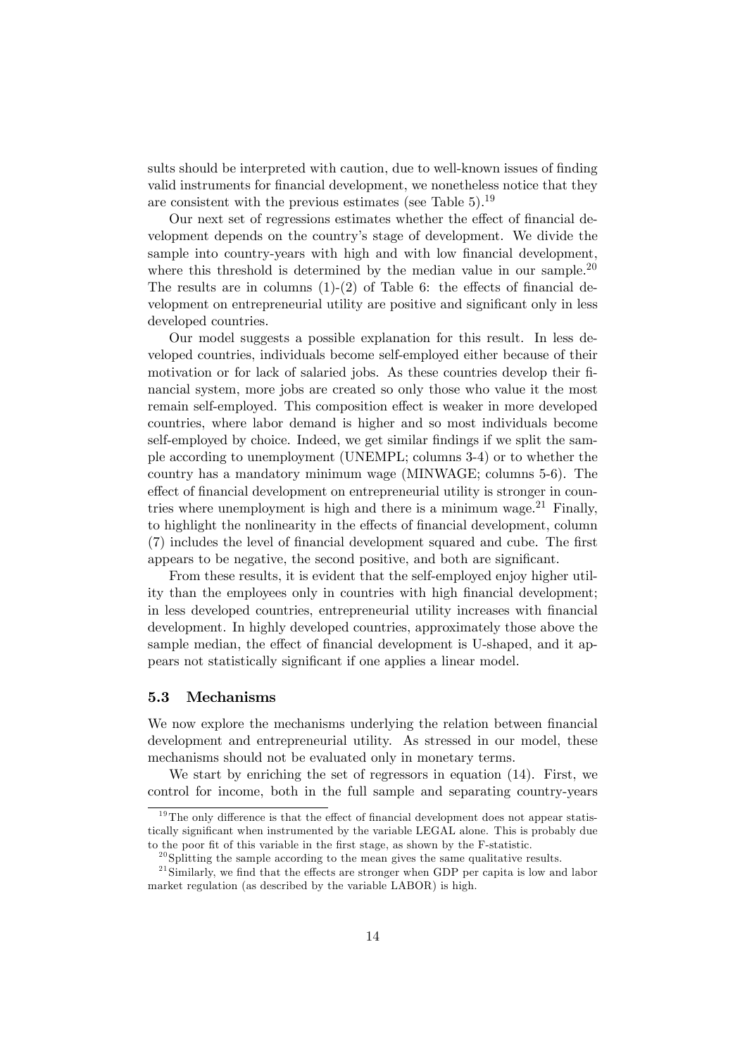sults should be interpreted with caution, due to well-known issues of finding valid instruments for financial development, we nonetheless notice that they are consistent with the previous estimates (see Table 5).[19]

Our next set of regressions estimates whether the effect of financial development depends on the country's stage of development. We divide the sample into country-years with high and with low financial development, where this threshold is determined by the median value in our sample.[20] The results are in columns (1)-(2) of Table 6: the effects of financial development on entrepreneurial utility are positive and significant only in less developed countries.

Our model suggests a possible explanation for this result. In less developed countries, individuals become self-employed either because of their motivation or for lack of salaried jobs. As these countries develop their financial system, more jobs are created so only those who value it the most remain self-employed. This composition effect is weaker in more developed countries, where labor demand is higher and so most individuals become self-employed by choice. Indeed, we get similar findings if we split the sample according to unemployment (UNEMPL; columns 3-4) or to whether the country has a mandatory minimum wage (MINWAGE; columns 5-6). The effect of financial development on entrepreneurial utility is stronger in countries where unemployment is high and there is a minimum wage.[21] Finally, to highlight the nonlinearity in the effects of financial development, column (7) includes the level of financial development squared and cube. The first appears to be negative, the second positive, and both are significant.

From these results, it is evident that the self-employed enjoy higher utility than the employees only in countries with high financial development; in less developed countries, entrepreneurial utility increases with financial development. In highly developed countries, approximately those above the sample median, the effect of financial development is U-shaped, and it appears not statistically significant if one applies a linear model.

### 5.3 Mechanisms

We now explore the mechanisms underlying the relation between financial development and entrepreneurial utility. As stressed in our model, these mechanisms should not be evaluated only in monetary terms.

We start by enriching the set of regressors in equation (14). First, we control for income, both in the full sample and separating country-years

[19] The only difference is that the effect of financial development does not appear statistically significant when instrumented by the variable LEGAL alone. This is probably due to the poor fit of this variable in the first stage, as shown by the F-statistic.

[20] Splitting the sample according to the mean gives the same qualitative results.

[21] Similarly, we find that the effects are stronger when GDP per capita is low and labor market regulation (as described by the variable LABOR) is high.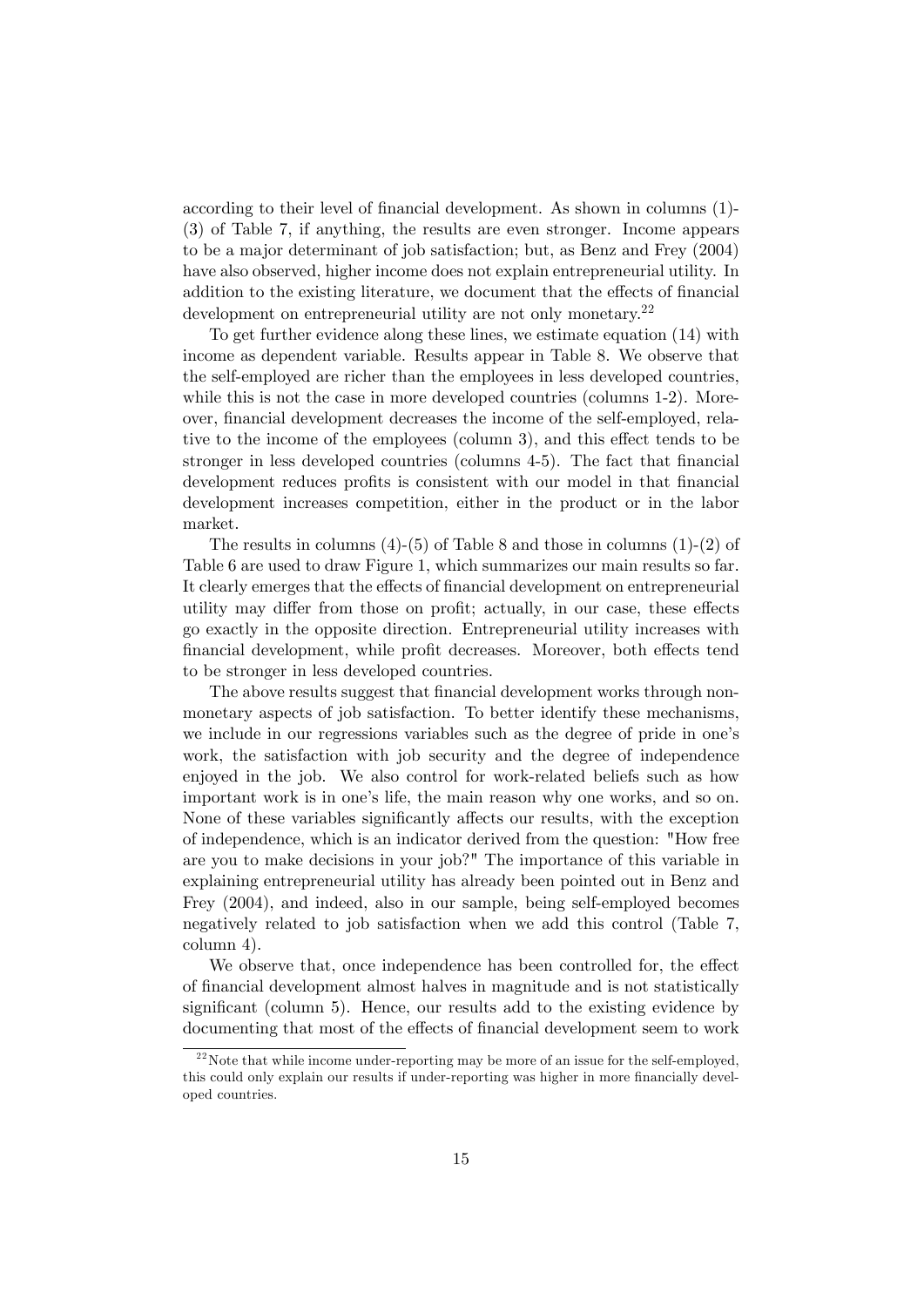according to their level of financial development. As shown in columns (1)-(3) of Table 7, if anything, the results are even stronger. Income appears to be a major determinant of job satisfaction; but, as Benz and Frey (2004) have also observed, higher income does not explain entrepreneurial utility. In addition to the existing literature, we document that the effects of financial development on entrepreneurial utility are not only monetary.[22]

To get further evidence along these lines, we estimate equation (14) with income as dependent variable. Results appear in Table 8. We observe that the self-employed are richer than the employees in less developed countries, while this is not the case in more developed countries (columns 1-2). Moreover, financial development decreases the income of the self-employed, relative to the income of the employees (column 3), and this effect tends to be stronger in less developed countries (columns 4-5). The fact that financial development reduces profits is consistent with our model in that financial development increases competition, either in the product or in the labor market.

The results in columns (4)-(5) of Table 8 and those in columns (1)-(2) of Table 6 are used to draw Figure 1, which summarizes our main results so far. It clearly emerges that the effects of financial development on entrepreneurial utility may differ from those on profit; actually, in our case, these effects go exactly in the opposite direction. Entrepreneurial utility increases with financial development, while profit decreases. Moreover, both effects tend to be stronger in less developed countries.

The above results suggest that financial development works through non-monetary aspects of job satisfaction. To better identify these mechanisms, we include in our regressions variables such as the degree of pride in one's work, the satisfaction with job security and the degree of independence enjoyed in the job. We also control for work-related beliefs such as how important work is in one's life, the main reason why one works, and so on. None of these variables significantly affects our results, with the exception of independence, which is an indicator derived from the question: "How free are you to make decisions in your job?" The importance of this variable in explaining entrepreneurial utility has already been pointed out in Benz and Frey (2004), and indeed, also in our sample, being self-employed becomes negatively related to job satisfaction when we add this control (Table 7, column 4).

We observe that, once independence has been controlled for, the effect of financial development almost halves in magnitude and is not statistically significant (column 5). Hence, our results add to the existing evidence by documenting that most of the effects of financial development seem to work

[22] Note that while income under-reporting may be more of an issue for the self-employed, this could only explain our results if under-reporting was higher in more financially developed countries.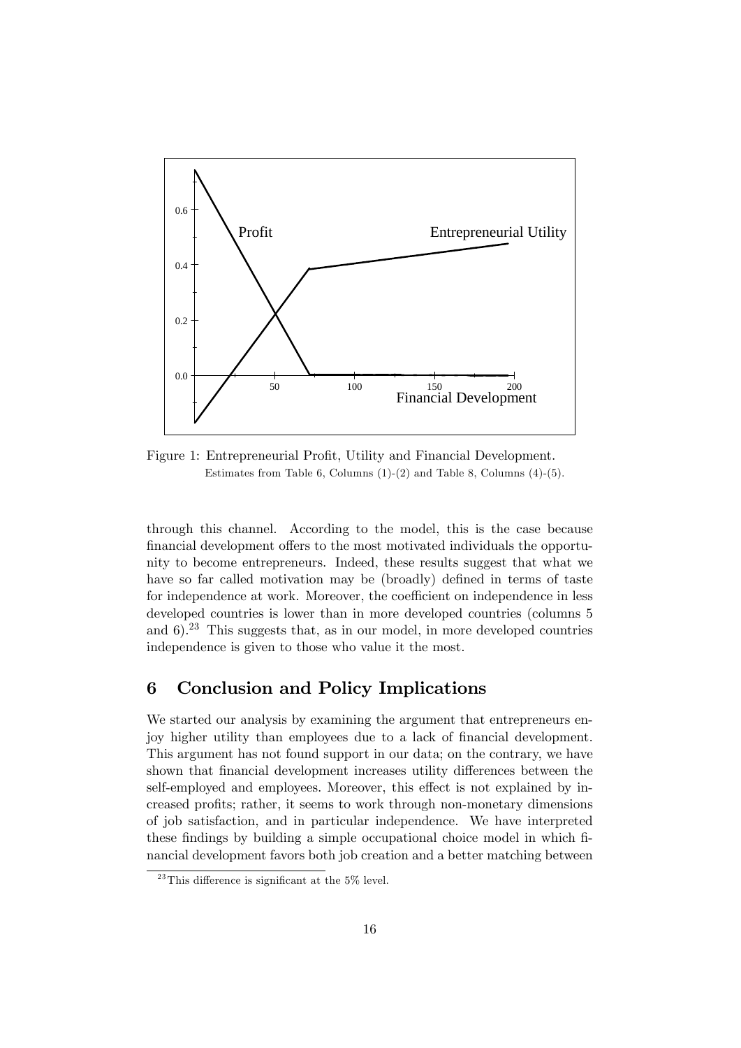Figure 1: Entrepreneurial Profit, Utility and Financial Development.
Estimates from Table 6, Columns (1)-(2) and Table 8, Columns (4)-(5).

through this channel. According to the model, this is the case because financial development offers to the most motivated individuals the opportunity to become entrepreneurs. Indeed, these results suggest that what we have so far called motivation may be (broadly) defined in terms of taste for independence at work. Moreover, the coefficient on independence in less developed countries is lower than in more developed countries (columns 5 and 6).[23] This suggests that, as in our model, in more developed countries independence is given to those who value it the most.

## 6 Conclusion and Policy Implications

We started our analysis by examining the argument that entrepreneurs enjoy higher utility than employees due to a lack of financial development. This argument has not found support in our data; on the contrary, we have shown that financial development increases utility differences between the self-employed and employees. Moreover, this effect is not explained by increased profits; rather, it seems to work through non-monetary dimensions of job satisfaction, and in particular independence. We have interpreted these findings by building a simple occupational choice model in which financial development favors both job creation and a better matching between

[23] This difference is significant at the 5% level.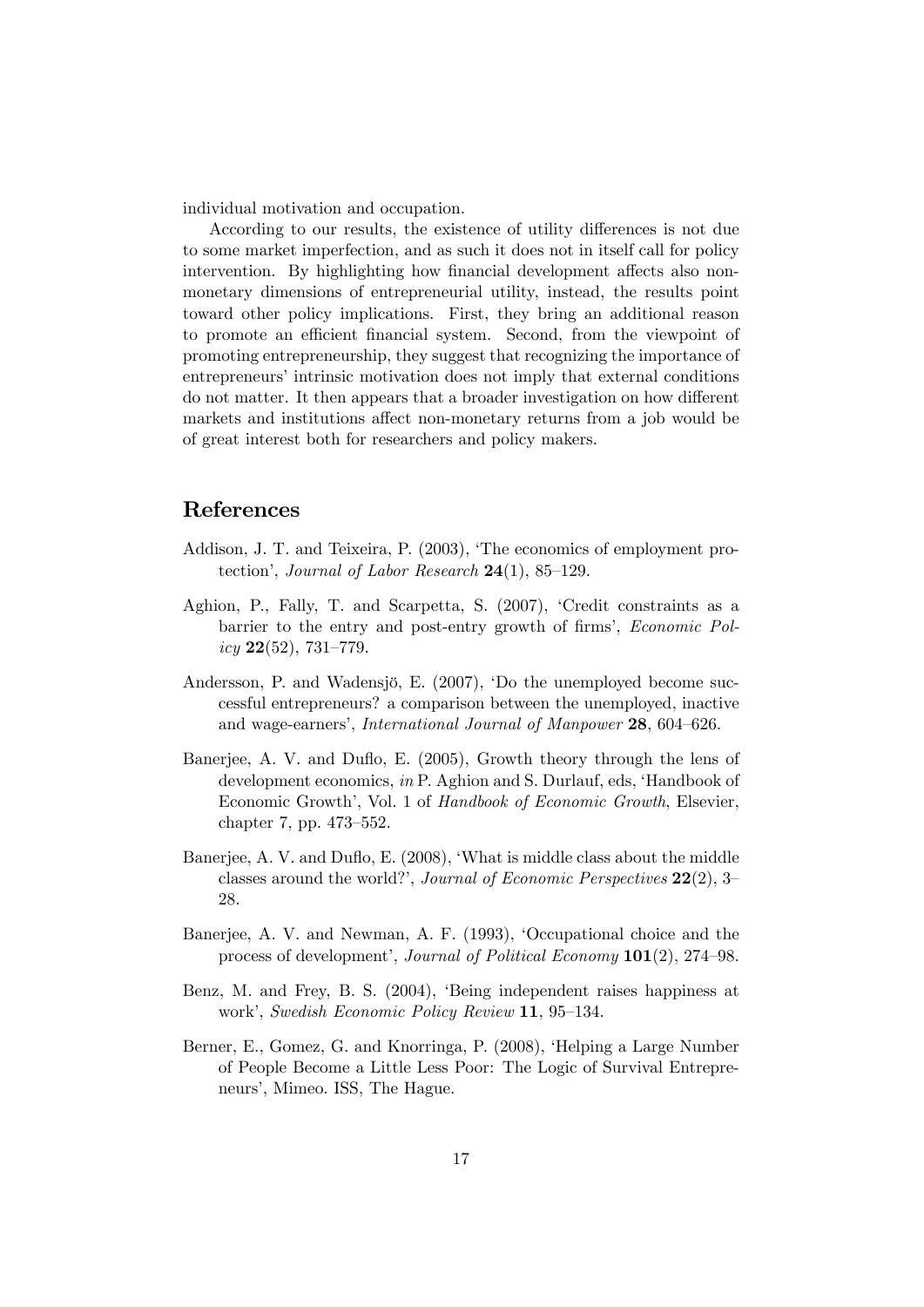individual motivation and occupation.

According to our results, the existence of utility differences is not due to some market imperfection, and as such it does not in itself call for policy intervention. By highlighting how financial development affects also non-monetary dimensions of entrepreneurial utility, instead, the results point toward other policy implications. First, they bring an additional reason to promote an efficient financial system. Second, from the viewpoint of promoting entrepreneurship, they suggest that recognizing the importance of entrepreneurs' intrinsic motivation does not imply that external conditions do not matter. It then appears that a broader investigation on how different markets and institutions affect non-monetary returns from a job would be of great interest both for researchers and policy makers.

## References

Addison, J. T. and Teixeira, P. (2003), 'The economics of employment protection', *Journal of Labor Research* **24**(1), 85–129.

Aghion, P., Fally, T. and Scarpetta, S. (2007), 'Credit constraints as a barrier to the entry and post-entry growth of firms', *Economic Policy* **22**(52), 731–779.

Andersson, P. and Wadensjö, E. (2007), 'Do the unemployed become successful entrepreneurs? a comparison between the unemployed, inactive and wage-earners', *International Journal of Manpower* **28**, 604–626.

Banerjee, A. V. and Duflo, E. (2005), Growth theory through the lens of development economics, *in* P. Aghion and S. Durlauf, eds, 'Handbook of Economic Growth', Vol. 1 of *Handbook of Economic Growth*, Elsevier, chapter 7, pp. 473–552.

Banerjee, A. V. and Duflo, E. (2008), 'What is middle class about the middle classes around the world?', *Journal of Economic Perspectives* **22**(2), 3–28.

Banerjee, A. V. and Newman, A. F. (1993), 'Occupational choice and the process of development', *Journal of Political Economy* **101**(2), 274–98.

Benz, M. and Frey, B. S. (2004), 'Being independent raises happiness at work', *Swedish Economic Policy Review* **11**, 95–134.

Berner, E., Gomez, G. and Knorringa, P. (2008), 'Helping a Large Number of People Become a Little Less Poor: The Logic of Survival Entrepreneurs', Mimeo. ISS, The Hague.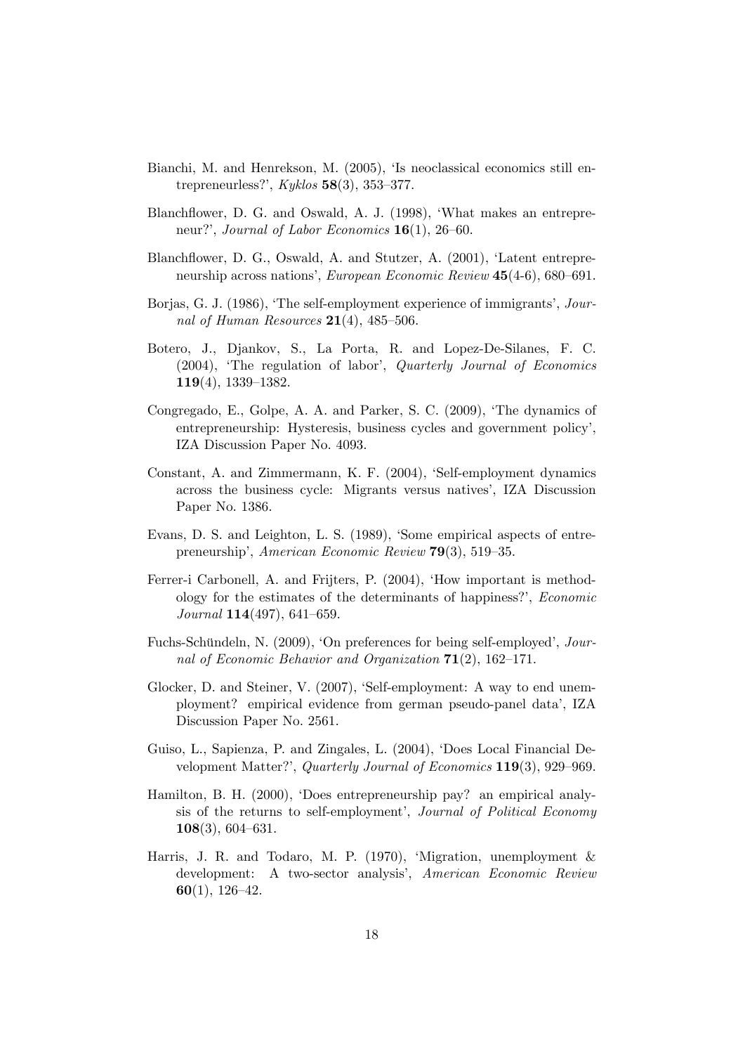Bianchi, M. and Henrekson, M. (2005), 'Is neoclassical economics still entrepreneurless?', *Kyklos* **58**(3), 353–377.

Blanchflower, D. G. and Oswald, A. J. (1998), 'What makes an entrepreneur?', *Journal of Labor Economics* **16**(1), 26–60.

Blanchflower, D. G., Oswald, A. and Stutzer, A. (2001), 'Latent entrepreneurship across nations', *European Economic Review* **45**(4-6), 680–691.

Borjas, G. J. (1986), 'The self-employment experience of immigrants', *Journal of Human Resources* **21**(4), 485–506.

Botero, J., Djankov, S., La Porta, R. and Lopez-De-Silanes, F. C. (2004), 'The regulation of labor', *Quarterly Journal of Economics* **119**(4), 1339–1382.

Congregado, E., Golpe, A. A. and Parker, S. C. (2009), 'The dynamics of entrepreneurship: Hysteresis, business cycles and government policy', IZA Discussion Paper No. 4093.

Constant, A. and Zimmermann, K. F. (2004), 'Self-employment dynamics across the business cycle: Migrants versus natives', IZA Discussion Paper No. 1386.

Evans, D. S. and Leighton, L. S. (1989), 'Some empirical aspects of entrepreneurship', *American Economic Review* **79**(3), 519–35.

Ferrer-i Carbonell, A. and Frijters, P. (2004), 'How important is methodology for the estimates of the determinants of happiness?', *Economic Journal* **114**(497), 641–659.

Fuchs-Schündeln, N. (2009), 'On preferences for being self-employed', *Journal of Economic Behavior and Organization* **71**(2), 162–171.

Glocker, D. and Steiner, V. (2007), 'Self-employment: A way to end unemployment? empirical evidence from german pseudo-panel data', IZA Discussion Paper No. 2561.

Guiso, L., Sapienza, P. and Zingales, L. (2004), 'Does Local Financial Development Matter?', *Quarterly Journal of Economics* **119**(3), 929–969.

Hamilton, B. H. (2000), 'Does entrepreneurship pay? an empirical analysis of the returns to self-employment', *Journal of Political Economy* **108**(3), 604–631.

Harris, J. R. and Todaro, M. P. (1970), 'Migration, unemployment & development: A two-sector analysis', *American Economic Review* **60**(1), 126–42.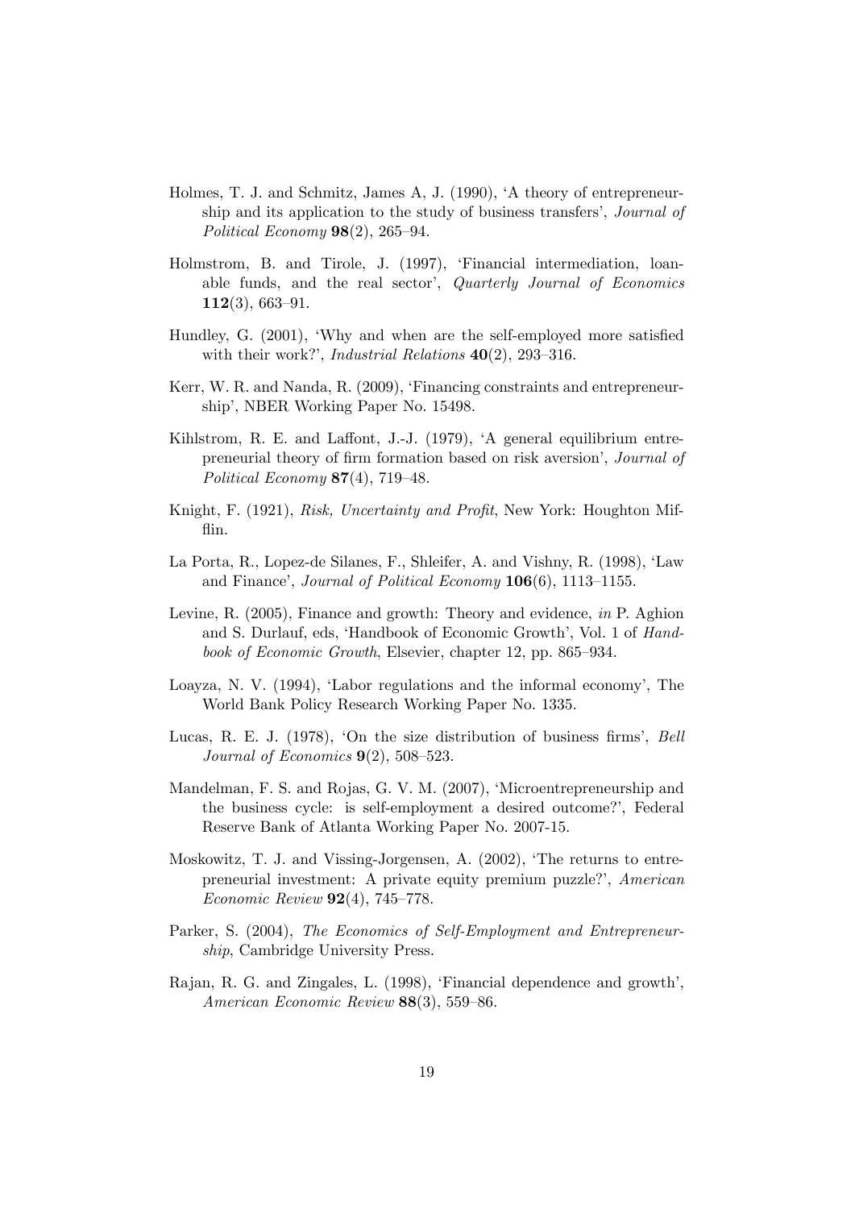Holmes, T. J. and Schmitz, James A, J. (1990), 'A theory of entrepreneurship and its application to the study of business transfers', *Journal of Political Economy* **98**(2), 265–94.

Holmstrom, B. and Tirole, J. (1997), 'Financial intermediation, loanable funds, and the real sector', *Quarterly Journal of Economics* **112**(3), 663–91.

Hundley, G. (2001), 'Why and when are the self-employed more satisfied with their work?', *Industrial Relations* **40**(2), 293–316.

Kerr, W. R. and Nanda, R. (2009), 'Financing constraints and entrepreneurship', NBER Working Paper No. 15498.

Kihlstrom, R. E. and Laffont, J.-J. (1979), 'A general equilibrium entrepreneurial theory of firm formation based on risk aversion', *Journal of Political Economy* **87**(4), 719–48.

Knight, F. (1921), *Risk, Uncertainty and Profit*, New York: Houghton Mifflin.

La Porta, R., Lopez-de Silanes, F., Shleifer, A. and Vishny, R. (1998), 'Law and Finance', *Journal of Political Economy* **106**(6), 1113–1155.

Levine, R. (2005), Finance and growth: Theory and evidence, *in* P. Aghion and S. Durlauf, eds, 'Handbook of Economic Growth', Vol. 1 of *Handbook of Economic Growth*, Elsevier, chapter 12, pp. 865–934.

Loayza, N. V. (1994), 'Labor regulations and the informal economy', The World Bank Policy Research Working Paper No. 1335.

Lucas, R. E. J. (1978), 'On the size distribution of business firms', *Bell Journal of Economics* **9**(2), 508–523.

Mandelman, F. S. and Rojas, G. V. M. (2007), 'Microentrepreneurship and the business cycle: is self-employment a desired outcome?', Federal Reserve Bank of Atlanta Working Paper No. 2007-15.

Moskowitz, T. J. and Vissing-Jorgensen, A. (2002), 'The returns to entrepreneurial investment: A private equity premium puzzle?', *American Economic Review* **92**(4), 745–778.

Parker, S. (2004), *The Economics of Self-Employment and Entrepreneurship*, Cambridge University Press.

Rajan, R. G. and Zingales, L. (1998), 'Financial dependence and growth', *American Economic Review* **88**(3), 559–86.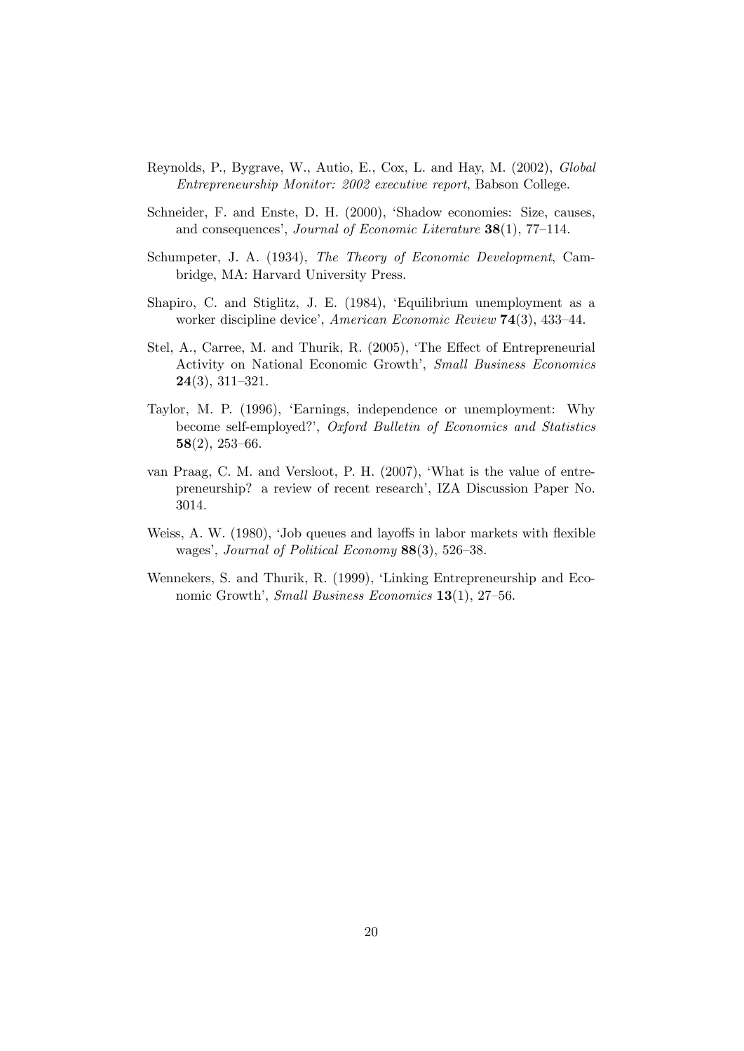Reynolds, P., Bygrave, W., Autio, E., Cox, L. and Hay, M. (2002), *Global Entrepreneurship Monitor: 2002 executive report*, Babson College.

Schneider, F. and Enste, D. H. (2000), 'Shadow economies: Size, causes, and consequences', *Journal of Economic Literature* **38**(1), 77–114.

Schumpeter, J. A. (1934), *The Theory of Economic Development*, Cambridge, MA: Harvard University Press.

Shapiro, C. and Stiglitz, J. E. (1984), 'Equilibrium unemployment as a worker discipline device', *American Economic Review* **74**(3), 433–44.

Stel, A., Carree, M. and Thurik, R. (2005), 'The Effect of Entrepreneurial Activity on National Economic Growth', *Small Business Economics* **24**(3), 311–321.

Taylor, M. P. (1996), 'Earnings, independence or unemployment: Why become self-employed?', *Oxford Bulletin of Economics and Statistics* **58**(2), 253–66.

van Praag, C. M. and Versloot, P. H. (2007), 'What is the value of entrepreneurship? a review of recent research', IZA Discussion Paper No. 3014.

Weiss, A. W. (1980), 'Job queues and layoffs in labor markets with flexible wages', *Journal of Political Economy* **88**(3), 526–38.

Wennekers, S. and Thurik, R. (1999), 'Linking Entrepreneurship and Economic Growth', *Small Business Economics* **13**(1), 27–56.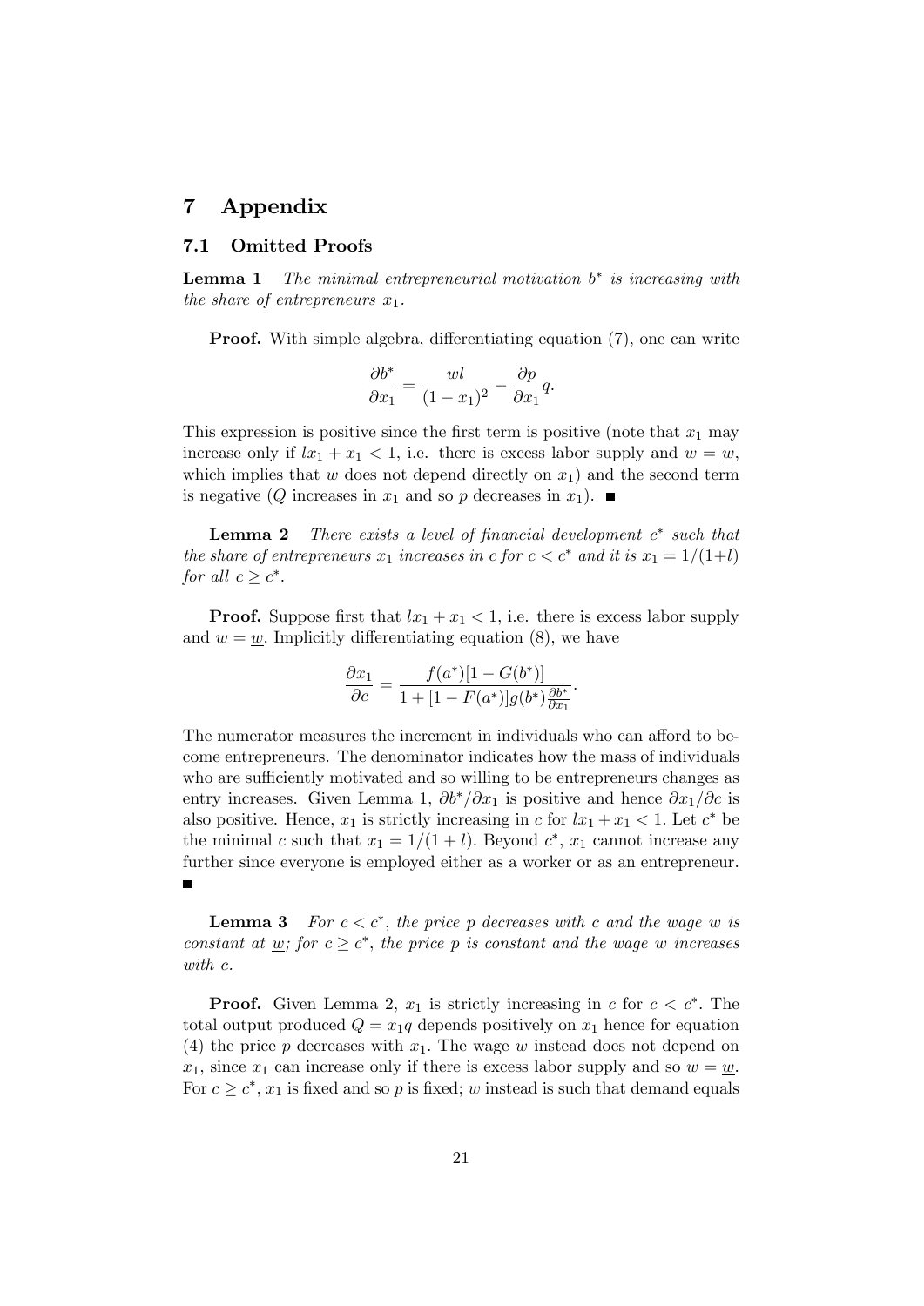# 7 Appendix

## 7.1 Omitted Proofs

**Lemma 1** *The minimal entrepreneurial motivation $b^*$ is increasing with the share of entrepreneurs $x_1$.*

**Proof.** With simple algebra, differentiating equation (7), one can write

$$\frac{\partial b^*}{\partial x_1} = \frac{wl}{(1-x_1)^2} - \frac{\partial p}{\partial x_1} q.$$

This expression is positive since the first term is positive (note that $x_1$ may increase only if $lx_1 + x_1 < 1$, i.e. there is excess labor supply and $w = \underline{w}$, which implies that $w$ does not depend directly on $x_1$) and the second term is negative ($Q$ increases in $x_1$ and so $p$ decreases in $x_1$). ■

**Lemma 2** *There exists a level of financial development $c^*$ such that the share of entrepreneurs $x_1$ increases in $c$ for $c < c^*$ and it is $x_1 = 1/(1+l)$ for all $c \geq c^*$.*

**Proof.** Suppose first that $lx_1 + x_1 < 1$, i.e. there is excess labor supply and $w = \underline{w}$. Implicitly differentiating equation (8), we have

$$\frac{\partial x_1}{\partial c} = \frac{f(a^*)[1 - G(b^*)]}{1 + [1 - F(a^*)]g(b^*)\frac{\partial b^*}{\partial x_1}}.$$

The numerator measures the increment in individuals who can afford to become entrepreneurs. The denominator indicates how the mass of individuals who are sufficiently motivated and so willing to be entrepreneurs changes as entry increases. Given Lemma 1, $\partial b^* / \partial x_1$ is positive and hence $\partial x_1 / \partial c$ is also positive. Hence, $x_1$ is strictly increasing in $c$ for $lx_1 + x_1 < 1$. Let $c^*$ be the minimal $c$ such that $x_1 = 1/(1+l)$. Beyond $c^*$, $x_1$ cannot increase any further since everyone is employed either as a worker or as an entrepreneur. ■

**Lemma 3** *For $c < c^*$, the price $p$ decreases with $c$ and the wage $w$ is constant at $\underline{w}$; for $c \geq c^*$, the price $p$ is constant and the wage $w$ increases with $c$.*

**Proof.** Given Lemma 2, $x_1$ is strictly increasing in $c$ for $c < c^*$. The total output produced $Q = x_1 q$ depends positively on $x_1$ hence for equation (4) the price $p$ decreases with $x_1$. The wage $w$ instead does not depend on $x_1$, since $x_1$ can increase only if there is excess labor supply and so $w = \underline{w}$. For $c \geq c^*$, $x_1$ is fixed and so $p$ is fixed; $w$ instead is such that demand equals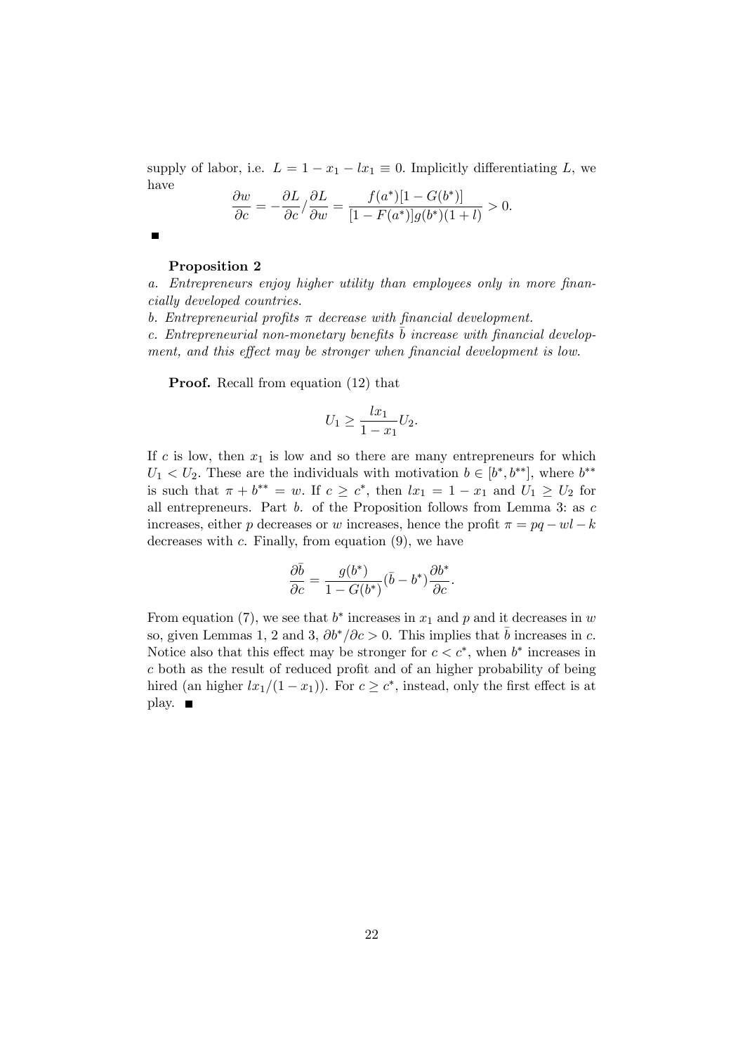supply of labor, i.e. $L = 1 - x_1 - lx_1 \equiv 0$. Implicitly differentiating $L$, we have

$$\frac{\partial w}{\partial c} = -\frac{\partial L}{\partial c} / \frac{\partial L}{\partial w} = \frac{f(a^*)[1 - G(b^*)]}{[1 - F(a^*)]g(b^*)(1 + l)} > 0.$$

■

**Proposition 2**

*a. Entrepreneurs enjoy higher utility than employees only in more financially developed countries.*

*b. Entrepreneurial profits $\pi$ decrease with financial development.*

*c. Entrepreneurial non-monetary benefits $\bar{b}$ increase with financial development, and this effect may be stronger when financial development is low.*

**Proof.** Recall from equation (12) that

$$U_1 \geq \frac{lx_1}{1 - x_1} U_2.$$

If $c$ is low, then $x_1$ is low and so there are many entrepreneurs for which $U_1 < U_2$. These are the individuals with motivation $b \in [b^*, b^{**}]$, where $b^{**}$ is such that $\pi + b^{**} = w$. If $c \geq c^*$, then $lx_1 = 1 - x_1$ and $U_1 \geq U_2$ for all entrepreneurs. Part *b.* of the Proposition follows from Lemma 3: as $c$ increases, either $p$ decreases or $w$ increases, hence the profit $\pi = pq - wl - k$ decreases with $c$. Finally, from equation (9), we have

$$\frac{\partial \bar{b}}{\partial c} = \frac{g(b^*)}{1 - G(b^*)} (\bar{b} - b^*) \frac{\partial b^*}{\partial c}.$$

From equation (7), we see that $b^*$ increases in $x_1$ and $p$ and it decreases in $w$ so, given Lemmas 1, 2 and 3, $\partial b^* / \partial c > 0$. This implies that $\bar{b}$ increases in $c$. Notice also that this effect may be stronger for $c < c^*$, when $b^*$ increases in $c$ both as the result of reduced profit and of an higher probability of being hired (an higher $lx_1/(1 - x_1)$). For $c \geq c^*$, instead, only the first effect is at play. ■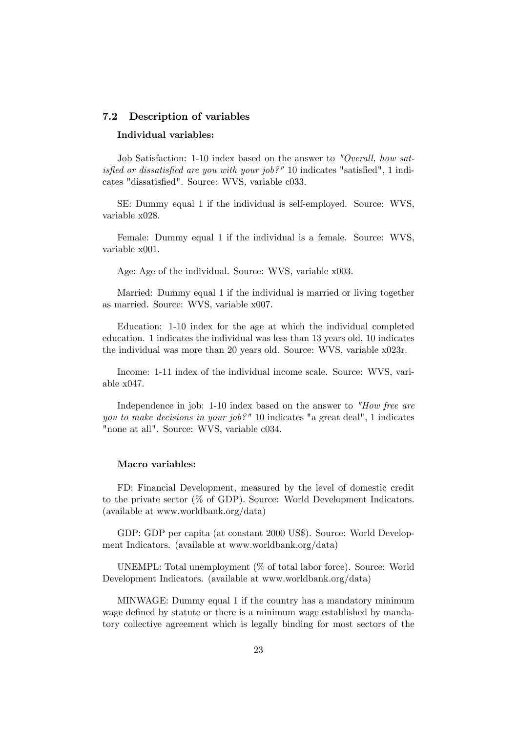### 7.2 Description of variables

**Individual variables:**

Job Satisfaction: 1-10 index based on the answer to *"Overall, how satisfied or dissatisfied are you with your job?"* 10 indicates "satisfied", 1 indicates "dissatisfied". Source: WVS, variable c033.

SE: Dummy equal 1 if the individual is self-employed. Source: WVS, variable x028.

Female: Dummy equal 1 if the individual is a female. Source: WVS, variable x001.

Age: Age of the individual. Source: WVS, variable x003.

Married: Dummy equal 1 if the individual is married or living together as married. Source: WVS, variable x007.

Education: 1-10 index for the age at which the individual completed education. 1 indicates the individual was less than 13 years old, 10 indicates the individual was more than 20 years old. Source: WVS, variable x023r.

Income: 1-11 index of the individual income scale. Source: WVS, variable x047.

Independence in job: 1-10 index based on the answer to *"How free are you to make decisions in your job?"* 10 indicates "a great deal", 1 indicates "none at all". Source: WVS, variable c034.

**Macro variables:**

FD: Financial Development, measured by the level of domestic credit to the private sector (% of GDP). Source: World Development Indicators. (available at www.worldbank.org/data)

GDP: GDP per capita (at constant 2000 US$). Source: World Development Indicators. (available at www.worldbank.org/data)

UNEMPL: Total unemployment (% of total labor force). Source: World Development Indicators. (available at www.worldbank.org/data)

MINWAGE: Dummy equal 1 if the country has a mandatory minimum wage defined by statute or there is a minimum wage established by mandatory collective agreement which is legally binding for most sectors of the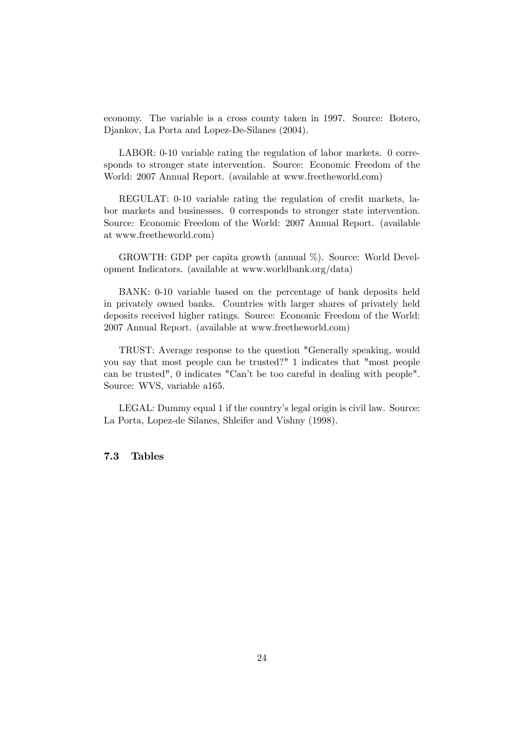economy. The variable is a cross county taken in 1997. Source: Botero, Djankov, La Porta and Lopez-De-Silanes (2004).

LABOR: 0-10 variable rating the regulation of labor markets. 0 corresponds to stronger state intervention. Source: Economic Freedom of the World: 2007 Annual Report. (available at www.freetheworld.com)

REGULAT: 0-10 variable rating the regulation of credit markets, labor markets and businesses. 0 corresponds to stronger state intervention. Source: Economic Freedom of the World: 2007 Annual Report. (available at www.freetheworld.com)

GROWTH: GDP per capita growth (annual %). Source: World Development Indicators. (available at www.worldbank.org/data)

BANK: 0-10 variable based on the percentage of bank deposits held in privately owned banks. Countries with larger shares of privately held deposits received higher ratings. Source: Economic Freedom of the World: 2007 Annual Report. (available at www.freetheworld.com)

TRUST: Average response to the question "Generally speaking, would you say that most people can be trusted?" 1 indicates that "most people can be trusted", 0 indicates "Can't be too careful in dealing with people". Source: WVS, variable a165.

LEGAL: Dummy equal 1 if the country's legal origin is civil law. Source: La Porta, Lopez-de Silanes, Shleifer and Vishny (1998).

### 7.3 Tables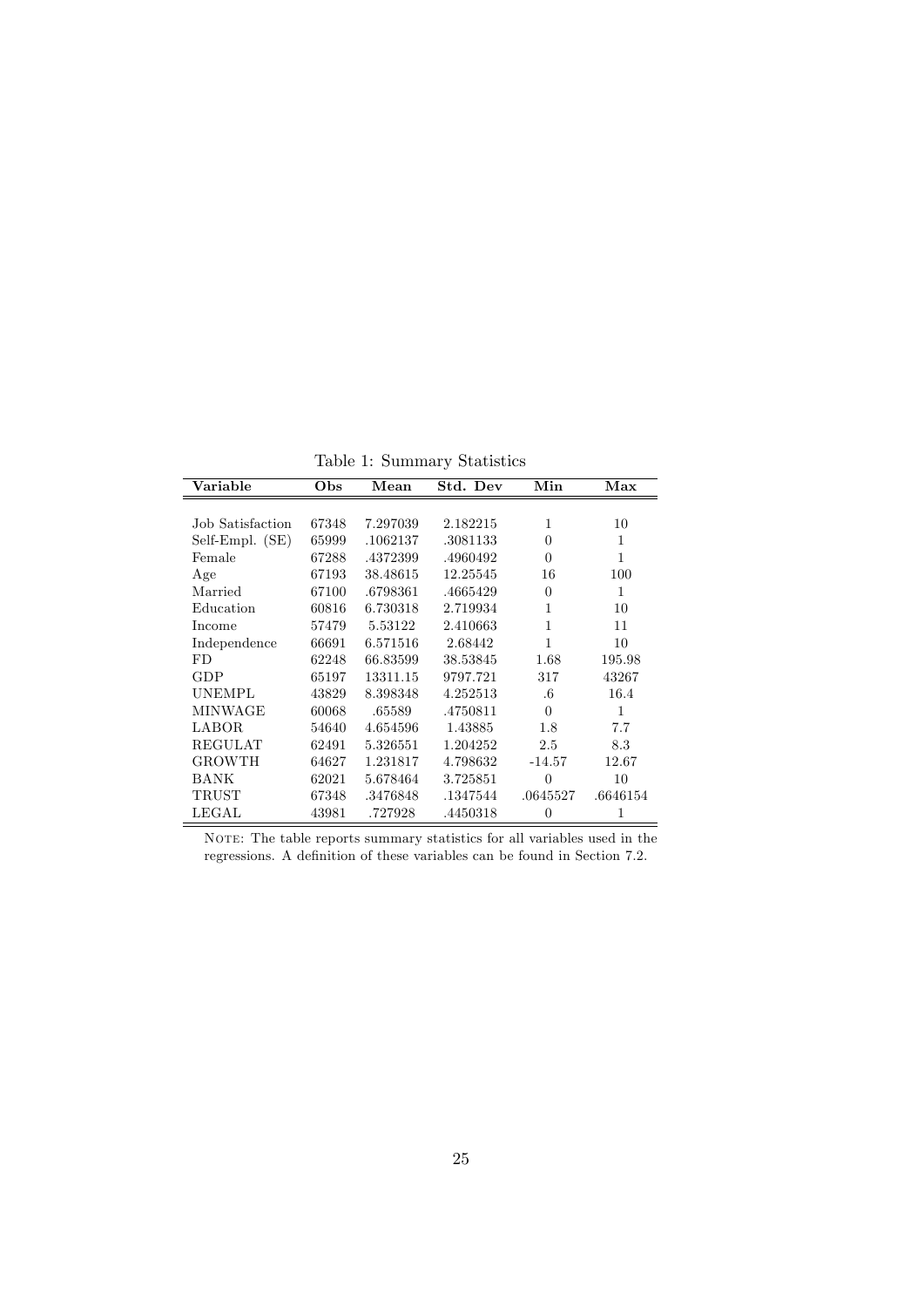Table 1: Summary Statistics

| Variable | Obs | Mean | Std. Dev | Min | Max |
|---|---|---|---|---|---|
| Job Satisfaction | 67348 | 7.297039 | 2.182215 | 1 | 10 |
| Self-Empl. (SE) | 65999 | .1062137 | .3081133 | 0 | 1 |
| Female | 67288 | .4372399 | .4960492 | 0 | 1 |
| Age | 67193 | 38.48615 | 12.25545 | 16 | 100 |
| Married | 67100 | .6798361 | .4665429 | 0 | 1 |
| Education | 60816 | 6.730318 | 2.719934 | 1 | 10 |
| Income | 57479 | 5.53122 | 2.410663 | 1 | 11 |
| Independence | 66691 | 6.571516 | 2.68442 | 1 | 10 |
| FD | 62248 | 66.83599 | 38.53845 | 1.68 | 195.98 |
| GDP | 65197 | 13311.15 | 9797.721 | 317 | 43267 |
| UNEMPL | 43829 | 8.398348 | 4.252513 | .6 | 16.4 |
| MINWAGE | 60068 | .65589 | .4750811 | 0 | 1 |
| LABOR | 54640 | 4.654596 | 1.43885 | 1.8 | 7.7 |
| REGULAT | 62491 | 5.326551 | 1.204252 | 2.5 | 8.3 |
| GROWTH | 64627 | 1.231817 | 4.798632 | -14.57 | 12.67 |
| BANK | 62021 | 5.678464 | 3.725851 | 0 | 10 |
| TRUST | 67348 | .3476848 | .1347544 | .0645527 | .6646154 |
| LEGAL | 43981 | .727928 | .4450318 | 0 | 1 |

NOTE: The table reports summary statistics for all variables used in the regressions. A definition of these variables can be found in Section 7.2.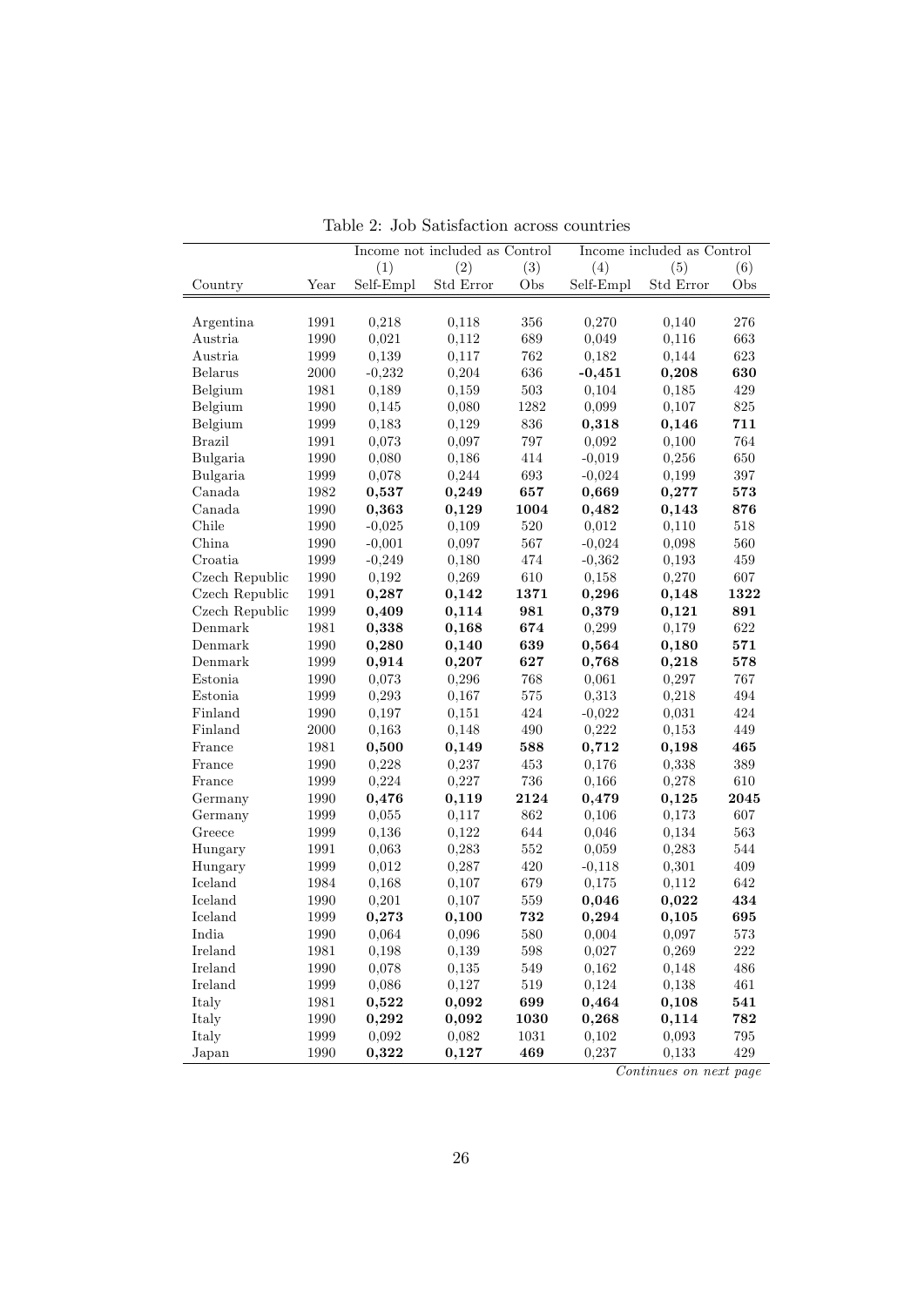Table 2: Job Satisfaction across countries

| | | Income not included as Control | | | Income included as Control | | |
|---|---|---|---|---|---|---|---|
| | | (1) | (2) | (3) | (4) | (5) | (6) |
| Country | Year | Self-Empl | Std Error | Obs | Self-Empl | Std Error | Obs |
| Argentina | 1991 | 0,218 | 0,118 | 356 | 0,270 | 0,140 | 276 |
| Austria | 1990 | 0,021 | 0,112 | 689 | 0,049 | 0,116 | 663 |
| Austria | 1999 | 0,139 | 0,117 | 762 | 0,182 | 0,144 | 623 |
| Belarus | 2000 | -0,232 | 0,204 | 636 | **-0,451** | **0,208** | **630** |
| Belgium | 1981 | 0,189 | 0,159 | 503 | 0,104 | 0,185 | 429 |
| Belgium | 1990 | 0,145 | 0,080 | 1282 | 0,099 | 0,107 | 825 |
| Belgium | 1999 | 0,183 | 0,129 | 836 | **0,318** | **0,146** | **711** |
| Brazil | 1991 | 0,073 | 0,097 | 797 | 0,092 | 0,100 | 764 |
| Bulgaria | 1990 | 0,080 | 0,186 | 414 | -0,019 | 0,256 | 650 |
| Bulgaria | 1999 | 0,078 | 0,244 | 693 | -0,024 | 0,199 | 397 |
| Canada | 1982 | **0,537** | **0,249** | **657** | **0,669** | **0,277** | **573** |
| Canada | 1990 | **0,363** | **0,129** | **1004** | **0,482** | **0,143** | **876** |
| Chile | 1990 | -0,025 | 0,109 | 520 | 0,012 | 0,110 | 518 |
| China | 1990 | -0,001 | 0,097 | 567 | -0,024 | 0,098 | 560 |
| Croatia | 1999 | -0,249 | 0,180 | 474 | -0,362 | 0,193 | 459 |
| Czech Republic | 1990 | 0,192 | 0,269 | 610 | 0,158 | 0,270 | 607 |
| Czech Republic | 1991 | **0,287** | **0,142** | **1371** | **0,296** | **0,148** | **1322** |
| Czech Republic | 1999 | **0,409** | **0,114** | **981** | **0,379** | **0,121** | **891** |
| Denmark | 1981 | **0,338** | **0,168** | **674** | 0,299 | 0,179 | 622 |
| Denmark | 1990 | **0,280** | **0,140** | **639** | **0,564** | **0,180** | **571** |
| Denmark | 1999 | **0,914** | **0,207** | **627** | **0,768** | **0,218** | **578** |
| Estonia | 1990 | 0,073 | 0,296 | 768 | 0,061 | 0,297 | 767 |
| Estonia | 1999 | 0,293 | 0,167 | 575 | 0,313 | 0,218 | 494 |
| Finland | 1990 | 0,197 | 0,151 | 424 | -0,022 | 0,031 | 424 |
| Finland | 2000 | 0,163 | 0,148 | 490 | 0,222 | 0,153 | 449 |
| France | 1981 | **0,500** | **0,149** | **588** | **0,712** | **0,198** | **465** |
| France | 1990 | 0,228 | 0,237 | 453 | 0,176 | 0,338 | 389 |
| France | 1999 | 0,224 | 0,227 | 736 | 0,166 | 0,278 | 610 |
| Germany | 1990 | **0,476** | **0,119** | **2124** | **0,479** | **0,125** | **2045** |
| Germany | 1999 | 0,055 | 0,117 | 862 | 0,106 | 0,173 | 607 |
| Greece | 1999 | 0,136 | 0,122 | 644 | 0,046 | 0,134 | 563 |
| Hungary | 1991 | 0,063 | 0,283 | 552 | 0,059 | 0,283 | 544 |
| Hungary | 1999 | 0,012 | 0,287 | 420 | -0,118 | 0,301 | 409 |
| Iceland | 1984 | 0,168 | 0,107 | 679 | 0,175 | 0,112 | 642 |
| Iceland | 1990 | 0,201 | 0,107 | 559 | **0,046** | **0,022** | **434** |
| Iceland | 1999 | **0,273** | **0,100** | **732** | **0,294** | **0,105** | **695** |
| India | 1990 | 0,064 | 0,096 | 580 | 0,004 | 0,097 | 573 |
| Ireland | 1981 | 0,198 | 0,139 | 598 | 0,027 | 0,269 | 222 |
| Ireland | 1990 | 0,078 | 0,135 | 549 | 0,162 | 0,148 | 486 |
| Ireland | 1999 | 0,086 | 0,127 | 519 | 0,124 | 0,138 | 461 |
| Italy | 1981 | **0,522** | **0,092** | **699** | **0,464** | **0,108** | **541** |
| Italy | 1990 | **0,292** | **0,092** | **1030** | **0,268** | **0,114** | **782** |
| Italy | 1999 | 0,092 | 0,082 | 1031 | 0,102 | 0,093 | 795 |
| Japan | 1990 | **0,322** | **0,127** | **469** | 0,237 | 0,133 | 429 |

*Continues on next page*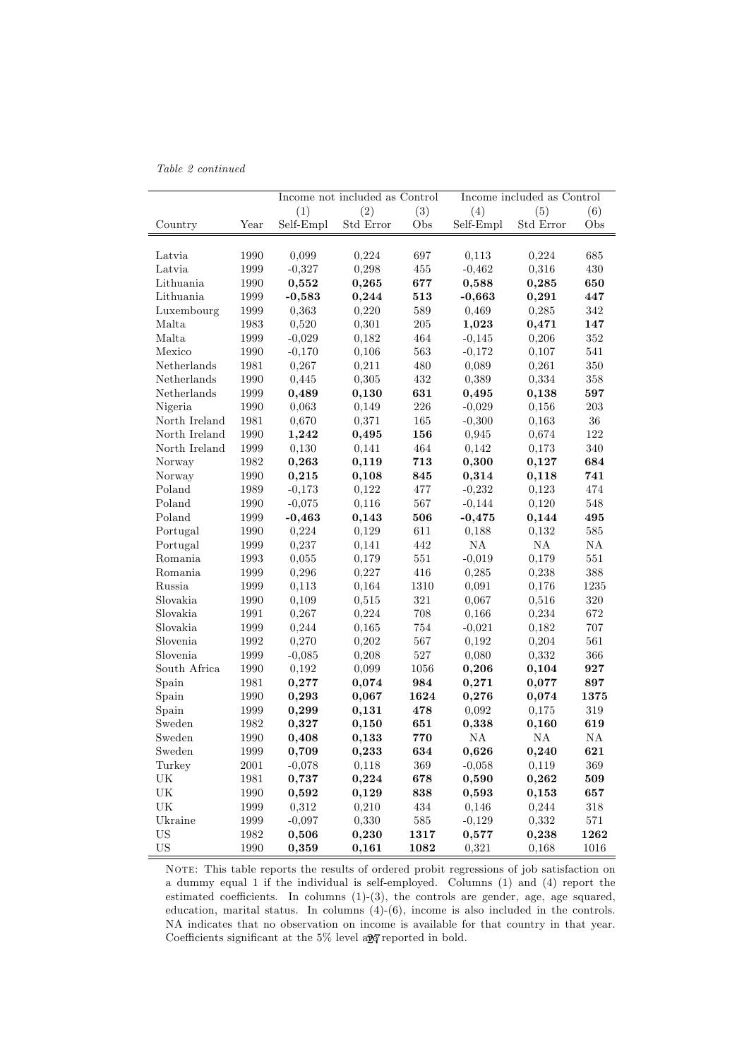*Table 2 continued*

| | | Income not included as Control | | | Income included as Control | | |
|---|---|---|---|---|---|---|---|
| | | (1) | (2) | (3) | (4) | (5) | (6) |
| Country | Year | Self-Empl | Std Error | Obs | Self-Empl | Std Error | Obs |
| Latvia | 1990 | 0,099 | 0,224 | 697 | 0,113 | 0,224 | 685 |
| Latvia | 1999 | -0,327 | 0,298 | 455 | -0,462 | 0,316 | 430 |
| Lithuania | 1990 | **0,552** | **0,265** | **677** | **0,588** | **0,285** | **650** |
| Lithuania | 1999 | **-0,583** | **0,244** | **513** | **-0,663** | **0,291** | **447** |
| Luxembourg | 1999 | 0,363 | 0,220 | 589 | 0,469 | 0,285 | 342 |
| Malta | 1983 | 0,520 | 0,301 | 205 | **1,023** | **0,471** | **147** |
| Malta | 1999 | -0,029 | 0,182 | 464 | -0,145 | 0,206 | 352 |
| Mexico | 1990 | -0,170 | 0,106 | 563 | -0,172 | 0,107 | 541 |
| Netherlands | 1981 | 0,267 | 0,211 | 480 | 0,089 | 0,261 | 350 |
| Netherlands | 1990 | 0,445 | 0,305 | 432 | 0,389 | 0,334 | 358 |
| Netherlands | 1999 | **0,489** | **0,130** | **631** | **0,495** | **0,138** | **597** |
| Nigeria | 1990 | 0,063 | 0,149 | 226 | -0,029 | 0,156 | 203 |
| North Ireland | 1981 | 0,670 | 0,371 | 165 | -0,300 | 0,163 | 36 |
| North Ireland | 1990 | **1,242** | **0,495** | **156** | 0,945 | 0,674 | 122 |
| North Ireland | 1999 | 0,130 | 0,141 | 464 | 0,142 | 0,173 | 340 |
| Norway | 1982 | **0,263** | **0,119** | **713** | **0,300** | **0,127** | **684** |
| Norway | 1990 | **0,215** | **0,108** | **845** | **0,314** | **0,118** | **741** |
| Poland | 1989 | -0,173 | 0,122 | 477 | -0,232 | 0,123 | 474 |
| Poland | 1990 | -0,075 | 0,116 | 567 | -0,144 | 0,120 | 548 |
| Poland | 1999 | **-0,463** | **0,143** | **506** | **-0,475** | **0,144** | **495** |
| Portugal | 1990 | 0,224 | 0,129 | 611 | 0,188 | 0,132 | 585 |
| Portugal | 1999 | 0,237 | 0,141 | 442 | NA | NA | NA |
| Romania | 1993 | 0,055 | 0,179 | 551 | -0,019 | 0,179 | 551 |
| Romania | 1999 | 0,296 | 0,227 | 416 | 0,285 | 0,238 | 388 |
| Russia | 1999 | 0,113 | 0,164 | 1310 | 0,091 | 0,176 | 1235 |
| Slovakia | 1990 | 0,109 | 0,515 | 321 | 0,067 | 0,516 | 320 |
| Slovakia | 1991 | 0,267 | 0,224 | 708 | 0,166 | 0,234 | 672 |
| Slovakia | 1999 | 0,244 | 0,165 | 754 | -0,021 | 0,182 | 707 |
| Slovenia | 1992 | 0,270 | 0,202 | 567 | 0,192 | 0,204 | 561 |
| Slovenia | 1999 | -0,085 | 0,208 | 527 | 0,080 | 0,332 | 366 |
| South Africa | 1990 | 0,192 | 0,099 | 1056 | **0,206** | **0,104** | **927** |
| Spain | 1981 | **0,277** | **0,074** | **984** | **0,271** | **0,077** | **897** |
| Spain | 1990 | **0,293** | **0,067** | **1624** | **0,276** | **0,074** | **1375** |
| Spain | 1999 | **0,299** | **0,131** | **478** | 0,092 | 0,175 | 319 |
| Sweden | 1982 | **0,327** | **0,150** | **651** | **0,338** | **0,160** | **619** |
| Sweden | 1990 | **0,408** | **0,133** | **770** | NA | NA | NA |
| Sweden | 1999 | **0,709** | **0,233** | **634** | **0,626** | **0,240** | **621** |
| Turkey | 2001 | -0,078 | 0,118 | 369 | -0,058 | 0,119 | 369 |
| UK | 1981 | **0,737** | **0,224** | **678** | **0,590** | **0,262** | **509** |
| UK | 1990 | **0,592** | **0,129** | **838** | **0,593** | **0,153** | **657** |
| UK | 1999 | 0,312 | 0,210 | 434 | 0,146 | 0,244 | 318 |
| Ukraine | 1999 | -0,097 | 0,330 | 585 | -0,129 | 0,332 | 571 |
| US | 1982 | **0,506** | **0,230** | **1317** | **0,577** | **0,238** | **1262** |
| US | 1990 | **0,359** | **0,161** | **1082** | 0,321 | 0,168 | 1016 |

NOTE: This table reports the results of ordered probit regressions of job satisfaction on a dummy equal 1 if the individual is self-employed. Columns (1) and (4) report the estimated coefficients. In columns (1)-(3), the controls are gender, age, age squared, education, marital status. In columns (4)-(6), income is also included in the controls. NA indicates that no observation on income is available for that country in that year. Coefficients significant at the 5% level are reported in bold.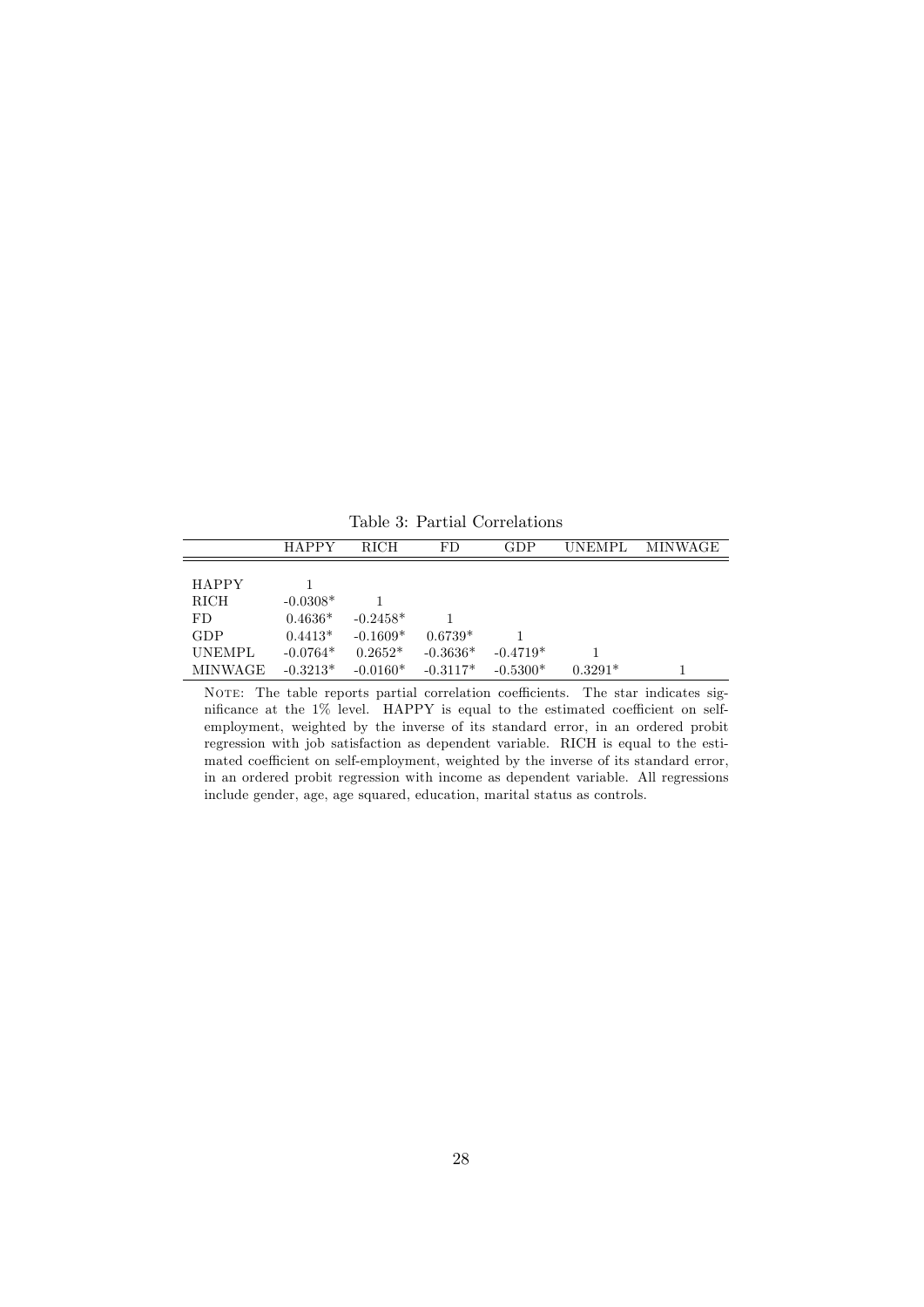Table 3: Partial Correlations

| | HAPPY | RICH | FD | GDP | UNEMPL | MINWAGE |
|---|---|---|---|---|---|---|
| HAPPY | 1 | | | | | |
| RICH | -0.0308* | 1 | | | | |
| FD | 0.4636* | -0.2458* | 1 | | | |
| GDP | 0.4413* | -0.1609* | 0.6739* | 1 | | |
| UNEMPL | -0.0764* | 0.2652* | -0.3636* | -0.4719* | 1 | |
| MINWAGE | -0.3213* | -0.0160* | -0.3117* | -0.5300* | 0.3291* | 1 |

NOTE: The table reports partial correlation coefficients. The star indicates significance at the 1% level. HAPPY is equal to the estimated coefficient on self-employment, weighted by the inverse of its standard error, in an ordered probit regression with job satisfaction as dependent variable. RICH is equal to the estimated coefficient on self-employment, weighted by the inverse of its standard error, in an ordered probit regression with income as dependent variable. All regressions include gender, age, age squared, education, marital status as controls.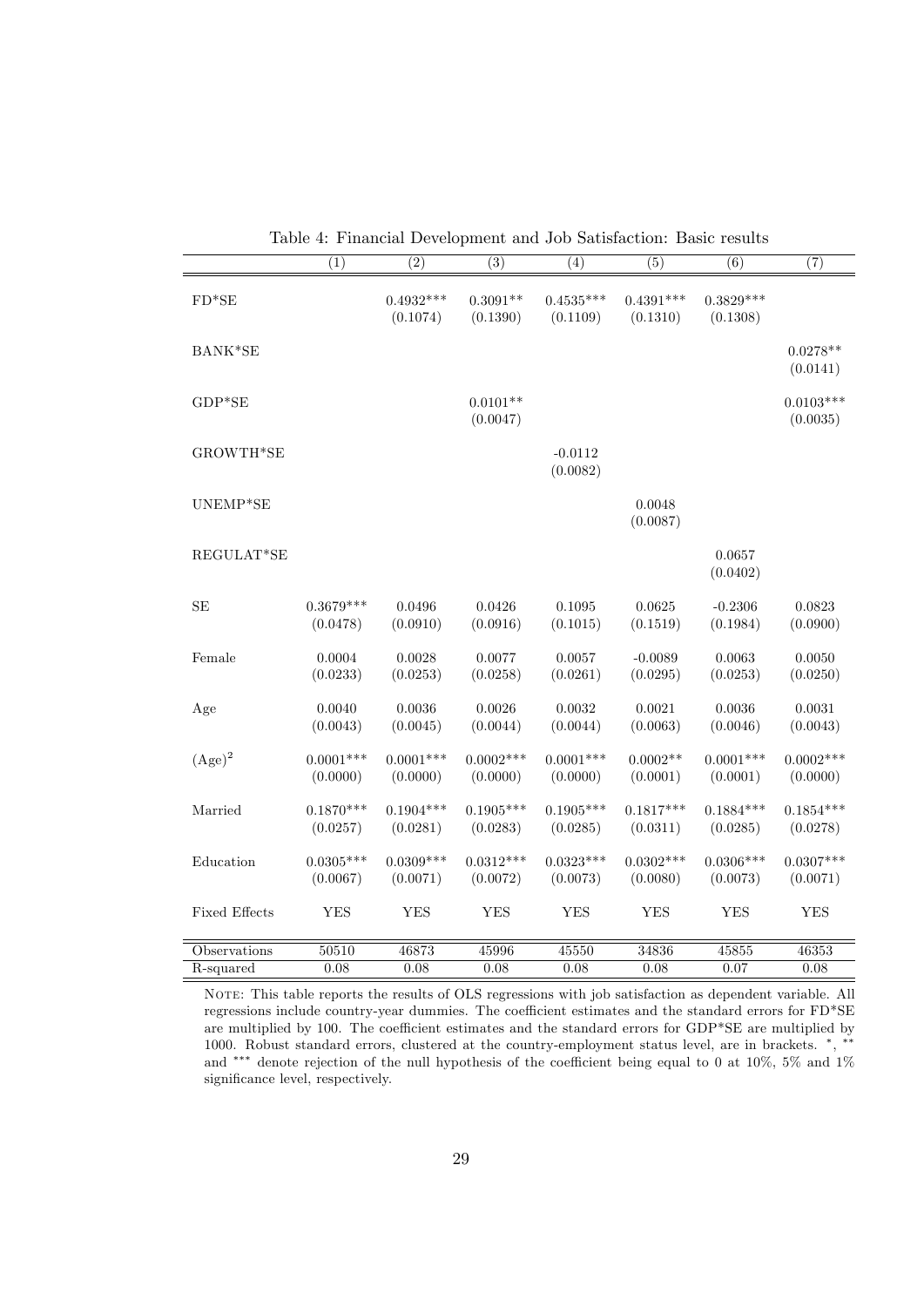Table 4: Financial Development and Job Satisfaction: Basic results

| | (1) | (2) | (3) | (4) | (5) | (6) | (7) |
|---|---|---|---|---|---|---|---|
| FD*SE | | 0.4932*** | 0.3091** | 0.4535*** | 0.4391*** | 0.3829*** | |
| | | (0.1074) | (0.1390) | (0.1109) | (0.1310) | (0.1308) | |
| BANK*SE | | | | | | | 0.0278** |
| | | | | | | | (0.0141) |
| GDP*SE | | | 0.0101** | | | | 0.0103*** |
| | | | (0.0047) | | | | (0.0035) |
| GROWTH*SE | | | | -0.0112 | | | |
| | | | | (0.0082) | | | |
| UNEMP*SE | | | | | 0.0048 | | |
| | | | | | (0.0087) | | |
| REGULAT*SE | | | | | | 0.0657 | |
| | | | | | | (0.0402) | |
| SE | 0.3679*** | 0.0496 | 0.0426 | 0.1095 | 0.0625 | -0.2306 | 0.0823 |
| | (0.0478) | (0.0910) | (0.0916) | (0.1015) | (0.1519) | (0.1984) | (0.0900) |
| Female | 0.0004 | 0.0028 | 0.0077 | 0.0057 | -0.0089 | 0.0063 | 0.0050 |
| | (0.0233) | (0.0253) | (0.0258) | (0.0261) | (0.0295) | (0.0253) | (0.0250) |
| Age | 0.0040 | 0.0036 | 0.0026 | 0.0032 | 0.0021 | 0.0036 | 0.0031 |
| | (0.0043) | (0.0045) | (0.0044) | (0.0044) | (0.0063) | (0.0046) | (0.0043) |
| $(\text{Age})^2$ | 0.0001*** | 0.0001*** | 0.0002*** | 0.0001*** | 0.0002** | 0.0001*** | 0.0002*** |
| | (0.0000) | (0.0000) | (0.0000) | (0.0000) | (0.0001) | (0.0001) | (0.0000) |
| Married | 0.1870*** | 0.1904*** | 0.1905*** | 0.1905*** | 0.1817*** | 0.1884*** | 0.1854*** |
| | (0.0257) | (0.0281) | (0.0283) | (0.0285) | (0.0311) | (0.0285) | (0.0278) |
| Education | 0.0305*** | 0.0309*** | 0.0312*** | 0.0323*** | 0.0302*** | 0.0306*** | 0.0307*** |
| | (0.0067) | (0.0071) | (0.0072) | (0.0073) | (0.0080) | (0.0073) | (0.0071) |
| Fixed Effects | YES | YES | YES | YES | YES | YES | YES |
| Observations | 50510 | 46873 | 45996 | 45550 | 34836 | 45855 | 46353 |
| R-squared | 0.08 | 0.08 | 0.08 | 0.08 | 0.08 | 0.07 | 0.08 |

NOTE: This table reports the results of OLS regressions with job satisfaction as dependent variable. All regressions include country-year dummies. The coefficient estimates and the standard errors for FD*SE are multiplied by 100. The coefficient estimates and the standard errors for GDP*SE are multiplied by 1000. Robust standard errors, clustered at the country-employment status level, are in brackets. *, ** and *** denote rejection of the null hypothesis of the coefficient being equal to 0 at 10%, 5% and 1% significance level, respectively.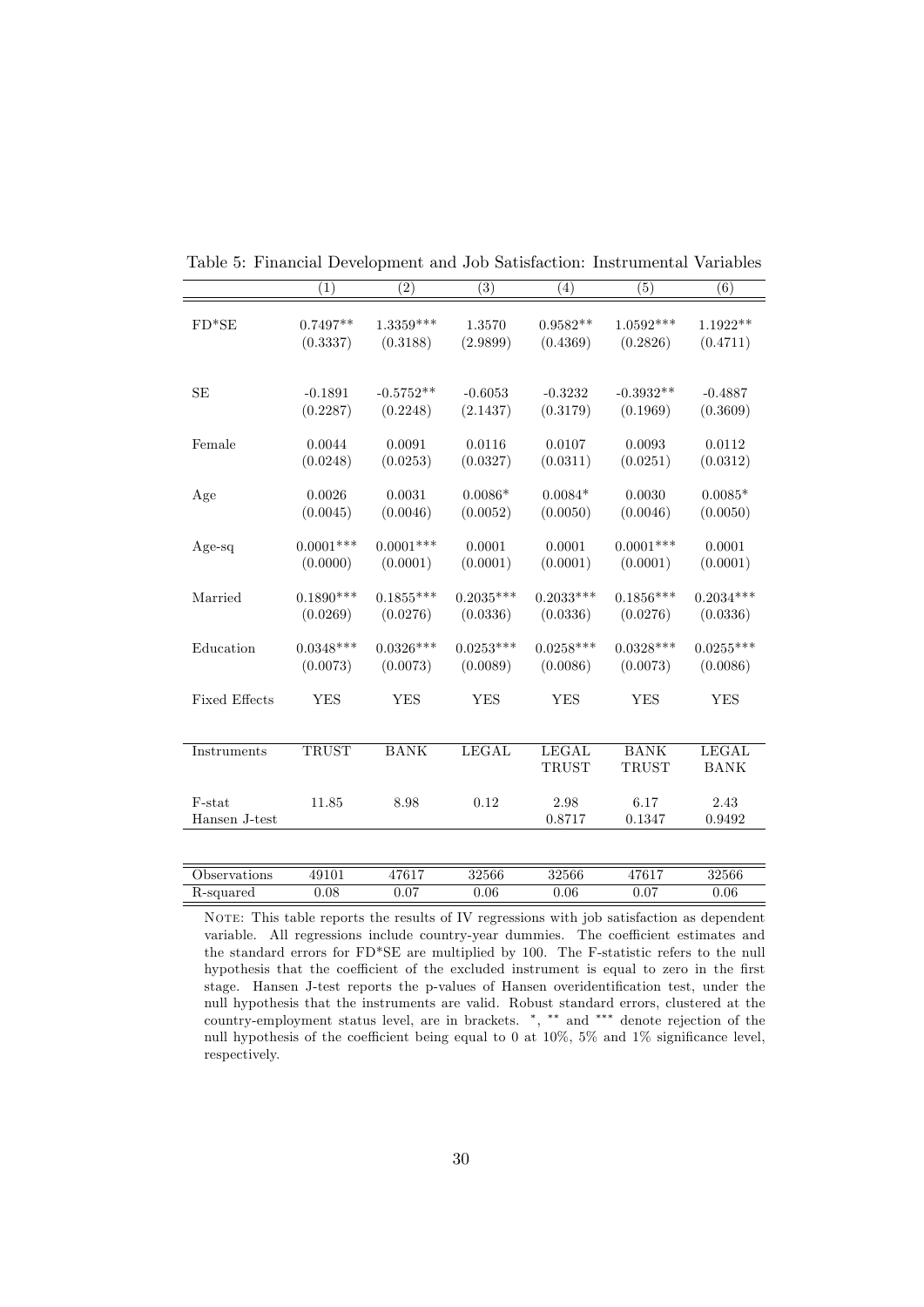Table 5: Financial Development and Job Satisfaction: Instrumental Variables

| | (1) | (2) | (3) | (4) | (5) | (6) |
|---|---|---|---|---|---|---|
| FD*SE | 0.7497** | 1.3359*** | 1.3570 | 0.9582** | 1.0592*** | 1.1922** |
| | (0.3337) | (0.3188) | (2.9899) | (0.4369) | (0.2826) | (0.4711) |
| SE | -0.1891 | -0.5752** | -0.6053 | -0.3232 | -0.3932** | -0.4887 |
| | (0.2287) | (0.2248) | (2.1437) | (0.3179) | (0.1969) | (0.3609) |
| Female | 0.0044 | 0.0091 | 0.0116 | 0.0107 | 0.0093 | 0.0112 |
| | (0.0248) | (0.0253) | (0.0327) | (0.0311) | (0.0251) | (0.0312) |
| Age | 0.0026 | 0.0031 | 0.0086* | 0.0084* | 0.0030 | 0.0085* |
| | (0.0045) | (0.0046) | (0.0052) | (0.0050) | (0.0046) | (0.0050) |
| Age-sq | 0.0001*** | 0.0001*** | 0.0001 | 0.0001 | 0.0001*** | 0.0001 |
| | (0.0000) | (0.0001) | (0.0001) | (0.0001) | (0.0001) | (0.0001) |
| Married | 0.1890*** | 0.1855*** | 0.2035*** | 0.2033*** | 0.1856*** | 0.2034*** |
| | (0.0269) | (0.0276) | (0.0336) | (0.0336) | (0.0276) | (0.0336) |
| Education | 0.0348*** | 0.0326*** | 0.0253*** | 0.0258*** | 0.0328*** | 0.0255*** |
| | (0.0073) | (0.0073) | (0.0089) | (0.0086) | (0.0073) | (0.0086) |
| Fixed Effects | YES | YES | YES | YES | YES | YES |
| Instruments | TRUST | BANK | LEGAL | LEGAL TRUST | BANK TRUST | LEGAL BANK |
| F-stat | 11.85 | 8.98 | 0.12 | 2.98 | 6.17 | 2.43 |
| Hansen J-test | | | | 0.8717 | 0.1347 | 0.9492 |
| Observations | 49101 | 47617 | 32566 | 32566 | 47617 | 32566 |
| R-squared | 0.08 | 0.07 | 0.06 | 0.06 | 0.07 | 0.06 |

NOTE: This table reports the results of IV regressions with job satisfaction as dependent variable. All regressions include country-year dummies. The coefficient estimates and the standard errors for FD*SE are multiplied by 100. The F-statistic refers to the null hypothesis that the coefficient of the excluded instrument is equal to zero in the first stage. Hansen J-test reports the p-values of Hansen overidentification test, under the null hypothesis that the instruments are valid. Robust standard errors, clustered at the country-employment status level, are in brackets. *, ** and *** denote rejection of the null hypothesis of the coefficient being equal to 0 at 10%, 5% and 1% significance level, respectively.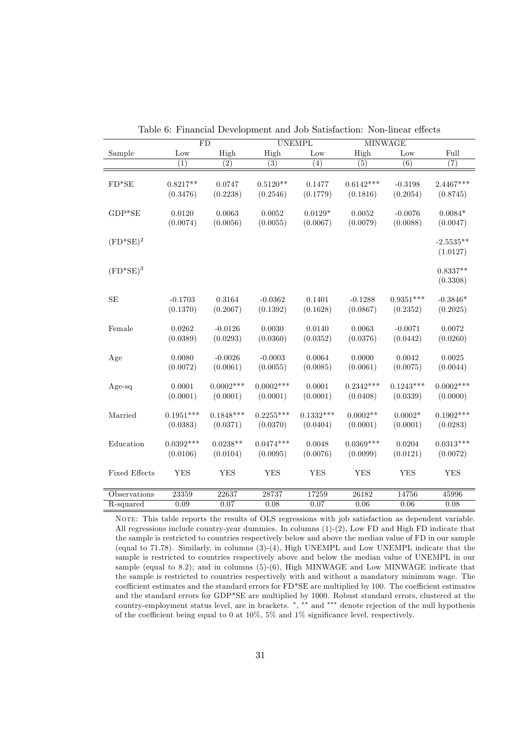Table 6: Financial Development and Job Satisfaction: Non-linear effects

| | FD | | UNEMPL | | MINWAGE | | |
|---|---|---|---|---|---|---|---|
| Sample | Low | High | High | Low | High | Low | Full |
| | (1) | (2) | (3) | (4) | (5) | (6) | (7) |
| FD*SE | 0.8217** | 0.0747 | 0.5120** | 0.1477 | 0.6142*** | -0.3198 | 2.4467*** |
| | (0.3476) | (0.2238) | (0.2546) | (0.1779) | (0.1816) | (0.2054) | (0.8745) |
| GDP*SE | 0.0120 | 0.0063 | 0.0052 | 0.0129* | 0.0052 | -0.0076 | 0.0084* |
| | (0.0074) | (0.0056) | (0.0055) | (0.0067) | (0.0079) | (0.0088) | (0.0047) |
| $(FD*SE)^2$ | | | | | | | -2.5535** |
| | | | | | | | (1.0127) |
| $(FD*SE)^3$ | | | | | | | 0.8337** |
| | | | | | | | (0.3308) |
| SE | -0.1703 | 0.3164 | -0.0362 | 0.1401 | -0.1288 | 0.9351*** | -0.3846* |
| | (0.1370) | (0.2067) | (0.1392) | (0.1628) | (0.0867) | (0.2352) | (0.2025) |
| Female | 0.0262 | -0.0126 | 0.0030 | 0.0140 | 0.0063 | -0.0071 | 0.0072 |
| | (0.0389) | (0.0293) | (0.0360) | (0.0352) | (0.0376) | (0.0442) | (0.0260) |
| Age | 0.0080 | -0.0026 | -0.0003 | 0.0064 | 0.0000 | 0.0042 | 0.0025 |
| | (0.0072) | (0.0061) | (0.0055) | (0.0085) | (0.0061) | (0.0075) | (0.0044) |
| Age-sq | 0.0001 | 0.0002*** | 0.0002*** | 0.0001 | 0.2342*** | 0.1243*** | 0.0002*** |
| | (0.0001) | (0.0001) | (0.0001) | (0.0001) | (0.0408) | (0.0339) | (0.0000) |
| Married | 0.1951*** | 0.1848*** | 0.2255*** | 0.1332*** | 0.0002** | 0.0002* | 0.1902*** |
| | (0.0383) | (0.0371) | (0.0370) | (0.0404) | (0.0001) | (0.0001) | (0.0283) |
| Education | 0.0392*** | 0.0238** | 0.0474*** | 0.0048 | 0.0369*** | 0.0204 | 0.0313*** |
| | (0.0106) | (0.0104) | (0.0095) | (0.0076) | (0.0099) | (0.0121) | (0.0072) |
| Fixed Effects | YES | YES | YES | YES | YES | YES | YES |
| Observations | 23359 | 22637 | 28737 | 17259 | 26182 | 14756 | 45996 |
| R-squared | 0.09 | 0.07 | 0.08 | 0.07 | 0.06 | 0.06 | 0.08 |

NOTE: This table reports the results of OLS regressions with job satisfaction as dependent variable. All regressions include country-year dummies. In columns (1)-(2), Low FD and High FD indicate that the sample is restricted to countries respectively below and above the median value of FD in our sample (equal to 71.78). Similarly, in columns (3)-(4), High UNEMPL and Low UNEMPL indicate that the sample is restricted to countries respectively above and below the median value of UNEMPL in our sample (equal to 8.2); and in columns (5)-(6), High MINWAGE and Low MINWAGE indicate that the sample is restricted to countries respectively with and without a mandatory minimum wage. The coefficient estimates and the standard errors for FD*SE are multiplied by 100. The coefficient estimates and the standard errors for GDP*SE are multiplied by 1000. Robust standard errors, clustered at the country-employment status level, are in brackets. *, ** and *** denote rejection of the null hypothesis of the coefficient being equal to 0 at 10%, 5% and 1% significance level, respectively.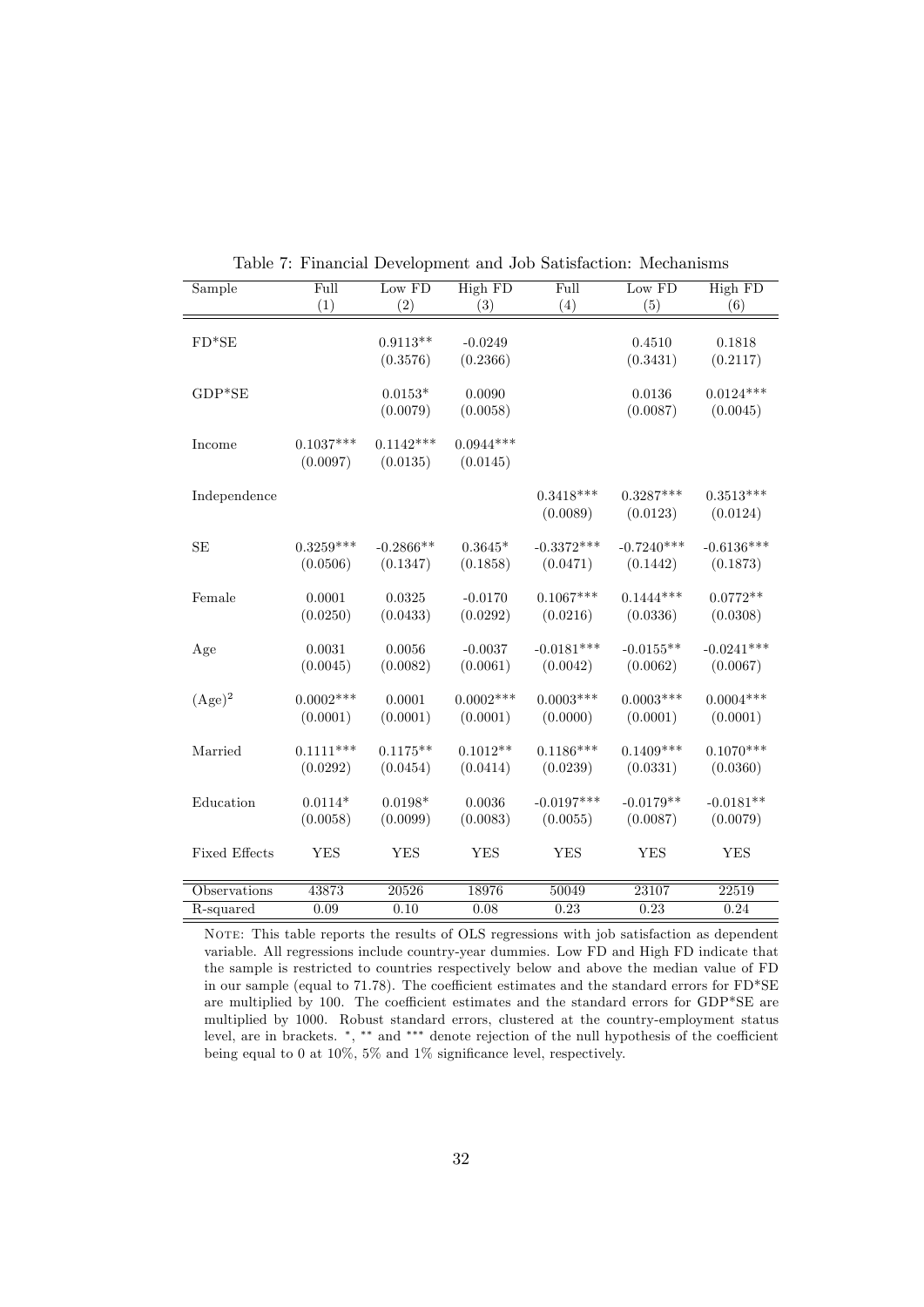Table 7: Financial Development and Job Satisfaction: Mechanisms

| Sample | Full | Low FD | High FD | Full | Low FD | High FD |
|---|---|---|---|---|---|---|
| | (1) | (2) | (3) | (4) | (5) | (6) |
| FD*SE | | 0.9113** | -0.0249 | | 0.4510 | 0.1818 |
| | | (0.3576) | (0.2366) | | (0.3431) | (0.2117) |
| GDP*SE | | 0.0153* | 0.0090 | | 0.0136 | 0.0124*** |
| | | (0.0079) | (0.0058) | | (0.0087) | (0.0045) |
| Income | 0.1037*** | 0.1142*** | 0.0944*** | | | |
| | (0.0097) | (0.0135) | (0.0145) | | | |
| Independence | | | | 0.3418*** | 0.3287*** | 0.3513*** |
| | | | | (0.0089) | (0.0123) | (0.0124) |
| SE | 0.3259*** | -0.2866** | 0.3645* | -0.3372*** | -0.7240*** | -0.6136*** |
| | (0.0506) | (0.1347) | (0.1858) | (0.0471) | (0.1442) | (0.1873) |
| Female | 0.0001 | 0.0325 | -0.0170 | 0.1067*** | 0.1444*** | 0.0772** |
| | (0.0250) | (0.0433) | (0.0292) | (0.0216) | (0.0336) | (0.0308) |
| Age | 0.0031 | 0.0056 | -0.0037 | -0.0181*** | -0.0155** | -0.0241*** |
| | (0.0045) | (0.0082) | (0.0061) | (0.0042) | (0.0062) | (0.0067) |
| $(\text{Age})^2$ | 0.0002*** | 0.0001 | 0.0002*** | 0.0003*** | 0.0003*** | 0.0004*** |
| | (0.0001) | (0.0001) | (0.0001) | (0.0000) | (0.0001) | (0.0001) |
| Married | 0.1111*** | 0.1175** | 0.1012** | 0.1186*** | 0.1409*** | 0.1070*** |
| | (0.0292) | (0.0454) | (0.0414) | (0.0239) | (0.0331) | (0.0360) |
| Education | 0.0114* | 0.0198* | 0.0036 | -0.0197*** | -0.0179** | -0.0181** |
| | (0.0058) | (0.0099) | (0.0083) | (0.0055) | (0.0087) | (0.0079) |
| Fixed Effects | YES | YES | YES | YES | YES | YES |
| Observations | 43873 | 20526 | 18976 | 50049 | 23107 | 22519 |
| R-squared | 0.09 | 0.10 | 0.08 | 0.23 | 0.23 | 0.24 |

NOTE: This table reports the results of OLS regressions with job satisfaction as dependent variable. All regressions include country-year dummies. Low FD and High FD indicate that the sample is restricted to countries respectively below and above the median value of FD in our sample (equal to 71.78). The coefficient estimates and the standard errors for FD*SE are multiplied by 100. The coefficient estimates and the standard errors for GDP*SE are multiplied by 1000. Robust standard errors, clustered at the country-employment status level, are in brackets. *, ** and *** denote rejection of the null hypothesis of the coefficient being equal to 0 at 10%, 5% and 1% significance level, respectively.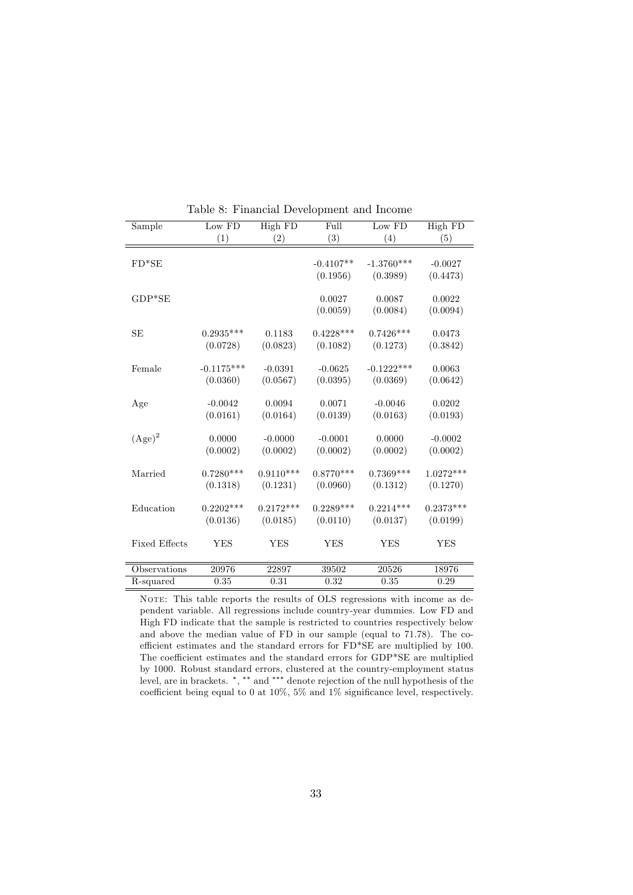Table 8: Financial Development and Income

| Sample | Low FD | High FD | Full | Low FD | High FD |
|---|---|---|---|---|---|
| | (1) | (2) | (3) | (4) | (5) |
| FD*SE | | | -0.4107** | -1.3760*** | -0.0027 |
| | | | (0.1956) | (0.3989) | (0.4473) |
| GDP*SE | | | 0.0027 | 0.0087 | 0.0022 |
| | | | (0.0059) | (0.0084) | (0.0094) |
| SE | 0.2935*** | 0.1183 | 0.4228*** | 0.7426*** | 0.0473 |
| | (0.0728) | (0.0823) | (0.1082) | (0.1273) | (0.3842) |
| Female | -0.1175*** | -0.0391 | -0.0625 | -0.1222*** | 0.0063 |
| | (0.0360) | (0.0567) | (0.0395) | (0.0369) | (0.0642) |
| Age | -0.0042 | 0.0094 | 0.0071 | -0.0046 | 0.0202 |
| | (0.0161) | (0.0164) | (0.0139) | (0.0163) | (0.0193) |
| $(\text{Age})^2$ | 0.0000 | -0.0000 | -0.0001 | 0.0000 | -0.0002 |
| | (0.0002) | (0.0002) | (0.0002) | (0.0002) | (0.0002) |
| Married | 0.7280*** | 0.9110*** | 0.8770*** | 0.7369*** | 1.0272*** |
| | (0.1318) | (0.1231) | (0.0960) | (0.1312) | (0.1270) |
| Education | 0.2202*** | 0.2172*** | 0.2289*** | 0.2214*** | 0.2373*** |
| | (0.0136) | (0.0185) | (0.0110) | (0.0137) | (0.0199) |
| Fixed Effects | YES | YES | YES | YES | YES |
| Observations | 20976 | 22897 | 39502 | 20526 | 18976 |
| R-squared | 0.35 | 0.31 | 0.32 | 0.35 | 0.29 |

NOTE: This table reports the results of OLS regressions with income as dependent variable. All regressions include country-year dummies. Low FD and High FD indicate that the sample is restricted to countries respectively below and above the median value of FD in our sample (equal to 71.78). The coefficient estimates and the standard errors for FD*SE are multiplied by 100. The coefficient estimates and the standard errors for GDP*SE are multiplied by 1000. Robust standard errors, clustered at the country-employment status level, are in brackets. *, ** and *** denote rejection of the null hypothesis of the coefficient being equal to 0 at 10%, 5% and 1% significance level, respectively.